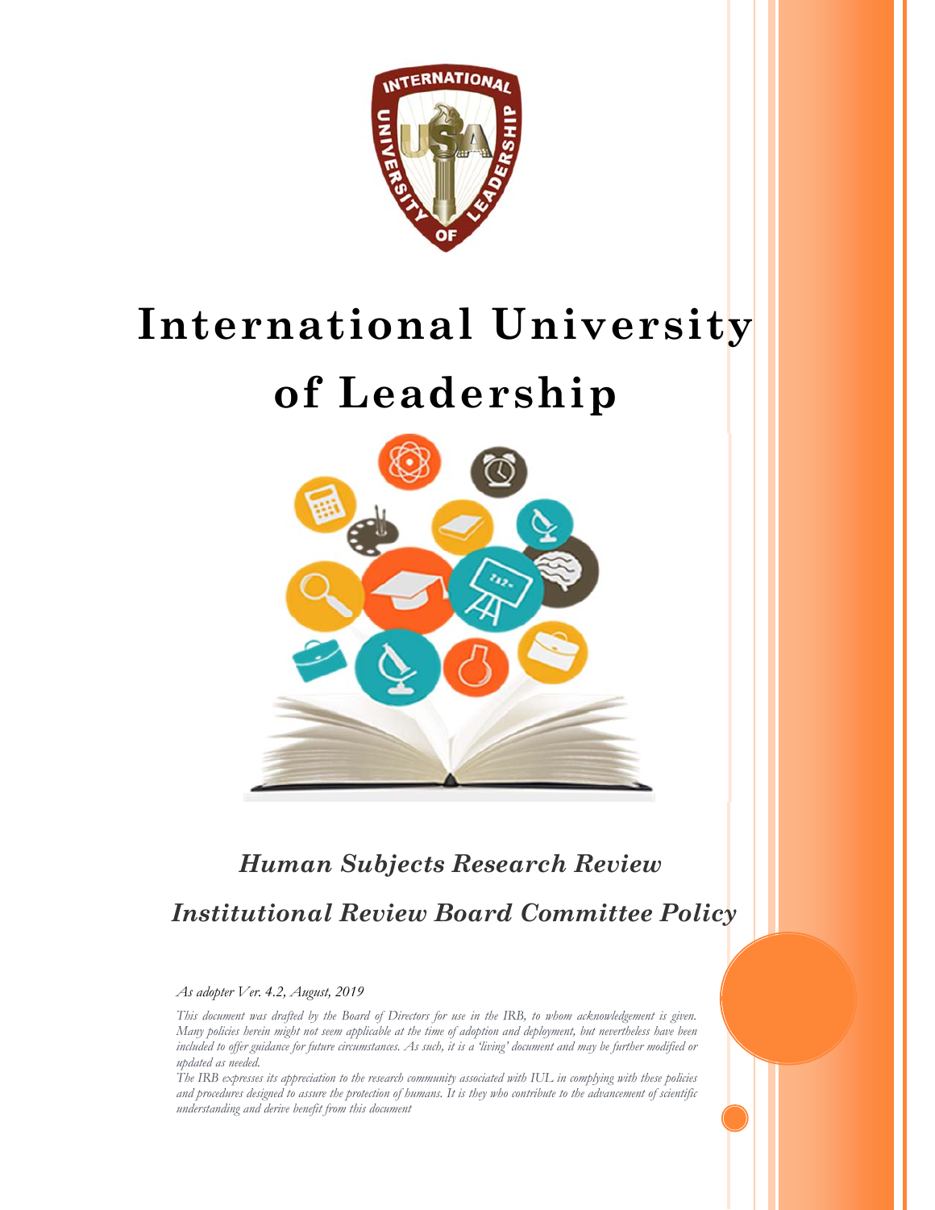# International University of Leadership

## *Human Subjects Research Review*

## *Institutional Review Board Committee Policy*

*As adopter Ver. 4.2, August, 2019*

*This document was drafted by the Board of Directors for use in the IRB, to whom acknowledgement is given. Many policies herein might not seem applicable at the time of adoption and deployment, but nevertheless have been included to offer guidance for future circumstances. As such, it is a 'living' document and may be further modified or updated as needed.*

*The IRB expresses its appreciation to the research community associated with IUL in complying with these policies and procedures designed to assure the protection of humans. It is they who contribute to the advancement of scientific understanding and derive benefit from this document*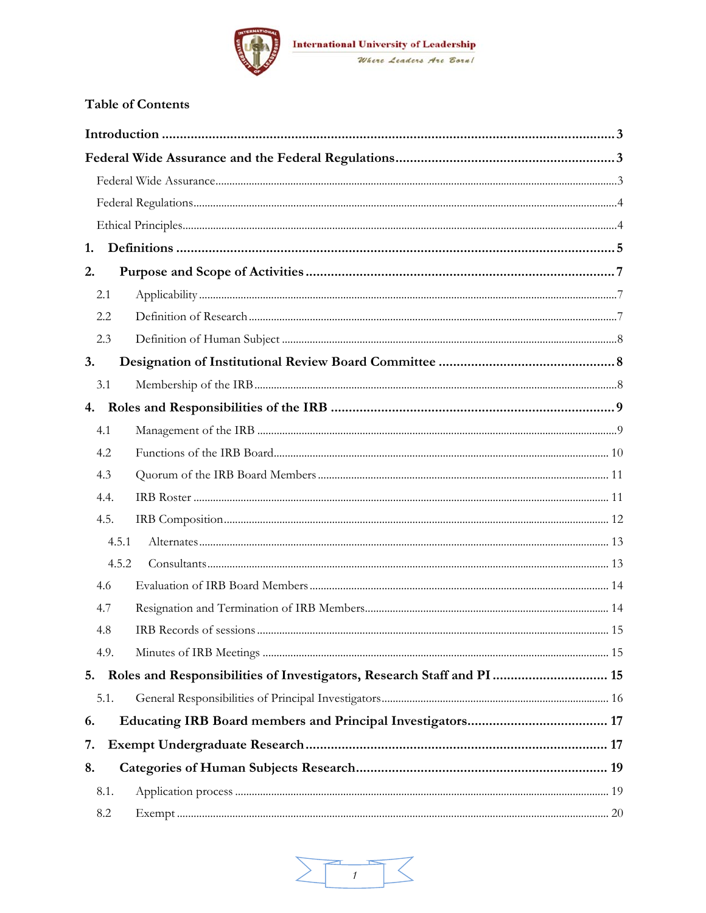# Table of Contents

**Introduction** ..... 3

**Federal Wide Assurance and the Federal Regulations** ..... 3

Federal Wide Assurance ..... 3

Federal Regulations ..... 4

Ethical Principles ..... 4

**1. Definitions** ..... 5

**2. Purpose and Scope of Activities** ..... 7

2.1 Applicability ..... 7

2.2 Definition of Research ..... 7

2.3 Definition of Human Subject ..... 8

**3. Designation of Institutional Review Board Committee** ..... 8

3.1 Membership of the IRB ..... 8

**4. Roles and Responsibilities of the IRB** ..... 9

4.1 Management of the IRB ..... 9

4.2 Functions of the IRB Board ..... 10

4.3 Quorum of the IRB Board Members ..... 11

4.4. IRB Roster ..... 11

4.5. IRB Composition ..... 12

4.5.1 Alternates ..... 13

4.5.2 Consultants ..... 13

4.6 Evaluation of IRB Board Members ..... 14

4.7 Resignation and Termination of IRB Members ..... 14

4.8 IRB Records of sessions ..... 15

4.9. Minutes of IRB Meetings ..... 15

**5. Roles and Responsibilities of Investigators, Research Staff and PI** ..... 15

5.1. General Responsibilities of Principal Investigators ..... 16

**6. Educating IRB Board members and Principal Investigators** ..... 17

**7. Exempt Undergraduate Research** ..... 17

**8. Categories of Human Subjects Research** ..... 19

8.1. Application process ..... 19

8.2 Exempt ..... 20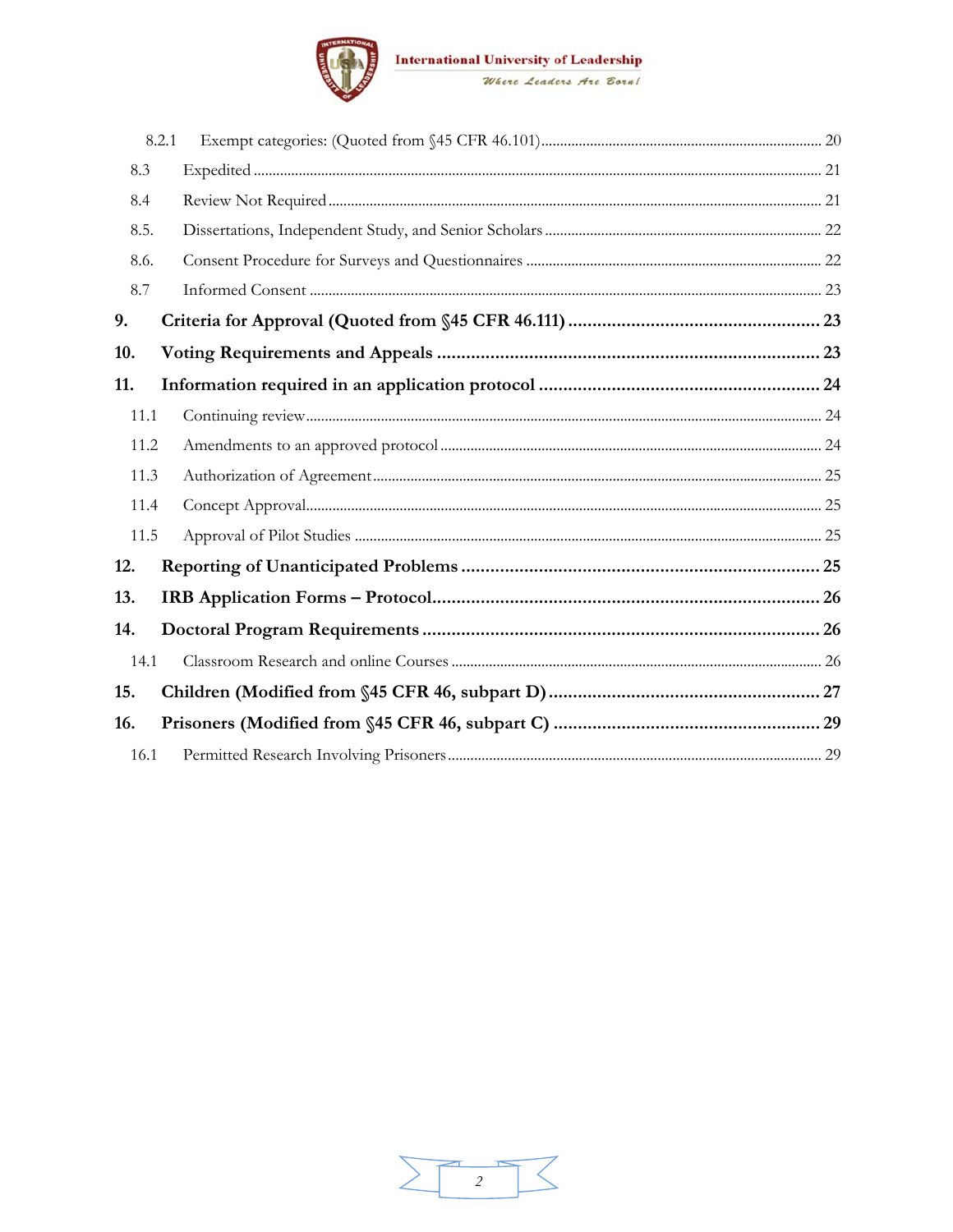8.2.1 Exempt categories: (Quoted from §45 CFR 46.101) ........ 20

8.3 Expedited ........ 21

8.4 Review Not Required ........ 21

8.5. Dissertations, Independent Study, and Senior Scholars ........ 22

8.6. Consent Procedure for Surveys and Questionnaires ........ 22

8.7 Informed Consent ........ 23

**9. Criteria for Approval (Quoted from §45 CFR 46.111) ........ 23**

**10. Voting Requirements and Appeals ........ 23**

**11. Information required in an application protocol ........ 24**

11.1 Continuing review ........ 24

11.2 Amendments to an approved protocol ........ 24

11.3 Authorization of Agreement ........ 25

11.4 Concept Approval ........ 25

11.5 Approval of Pilot Studies ........ 25

**12. Reporting of Unanticipated Problems ........ 25**

**13. IRB Application Forms – Protocol ........ 26**

**14. Doctoral Program Requirements ........ 26**

14.1 Classroom Research and online Courses ........ 26

**15. Children (Modified from §45 CFR 46, subpart D) ........ 27**

**16. Prisoners (Modified from §45 CFR 46, subpart C) ........ 29**

16.1 Permitted Research Involving Prisoners ........ 29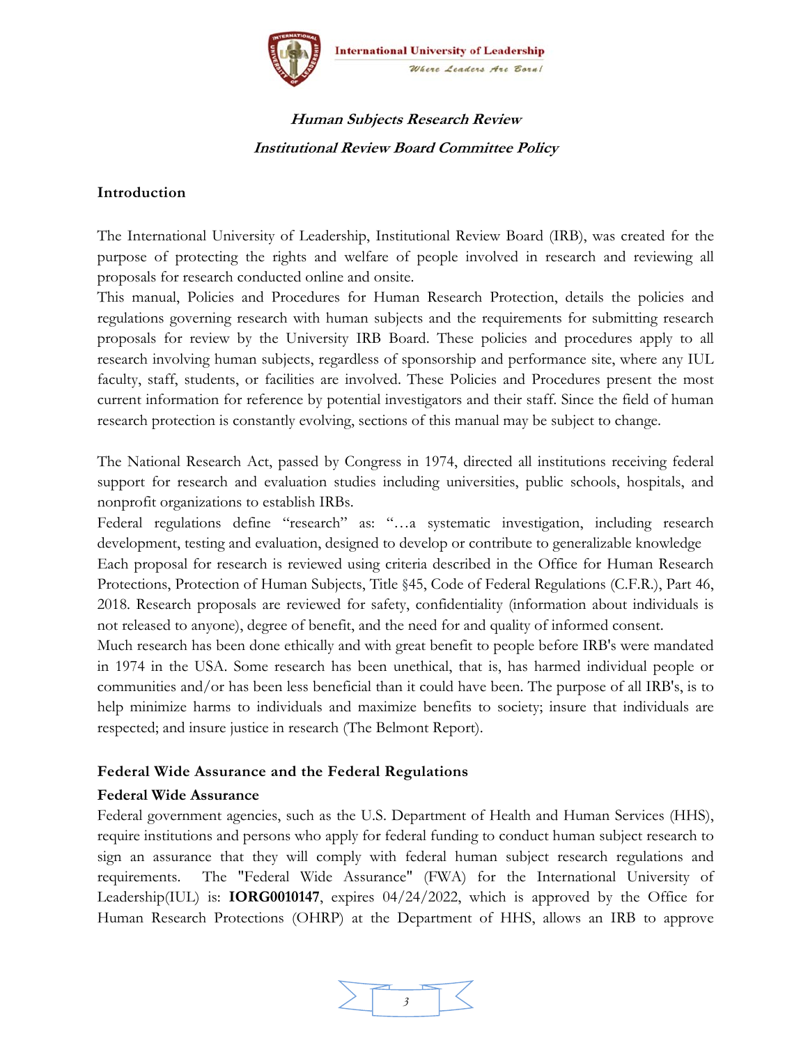***Human Subjects Research Review***

***Institutional Review Board Committee Policy***

**Introduction**

The International University of Leadership, Institutional Review Board (IRB), was created for the purpose of protecting the rights and welfare of people involved in research and reviewing all proposals for research conducted online and onsite.

This manual, Policies and Procedures for Human Research Protection, details the policies and regulations governing research with human subjects and the requirements for submitting research proposals for review by the University IRB Board. These policies and procedures apply to all research involving human subjects, regardless of sponsorship and performance site, where any IUL faculty, staff, students, or facilities are involved. These Policies and Procedures present the most current information for reference by potential investigators and their staff. Since the field of human research protection is constantly evolving, sections of this manual may be subject to change.

The National Research Act, passed by Congress in 1974, directed all institutions receiving federal support for research and evaluation studies including universities, public schools, hospitals, and nonprofit organizations to establish IRBs.

Federal regulations define "research" as: "…a systematic investigation, including research development, testing and evaluation, designed to develop or contribute to generalizable knowledge

Each proposal for research is reviewed using criteria described in the Office for Human Research Protections, Protection of Human Subjects, Title §45, Code of Federal Regulations (C.F.R.), Part 46, 2018. Research proposals are reviewed for safety, confidentiality (information about individuals is not released to anyone), degree of benefit, and the need for and quality of informed consent.

Much research has been done ethically and with great benefit to people before IRB's were mandated in 1974 in the USA. Some research has been unethical, that is, has harmed individual people or communities and/or has been less beneficial than it could have been. The purpose of all IRB's, is to help minimize harms to individuals and maximize benefits to society; insure that individuals are respected; and insure justice in research (The Belmont Report).

**Federal Wide Assurance and the Federal Regulations**

**Federal Wide Assurance**

Federal government agencies, such as the U.S. Department of Health and Human Services (HHS), require institutions and persons who apply for federal funding to conduct human subject research to sign an assurance that they will comply with federal human subject research regulations and requirements. The "Federal Wide Assurance" (FWA) for the International University of Leadership(IUL) is: **IORG0010147**, expires 04/24/2022, which is approved by the Office for Human Research Protections (OHRP) at the Department of HHS, allows an IRB to approve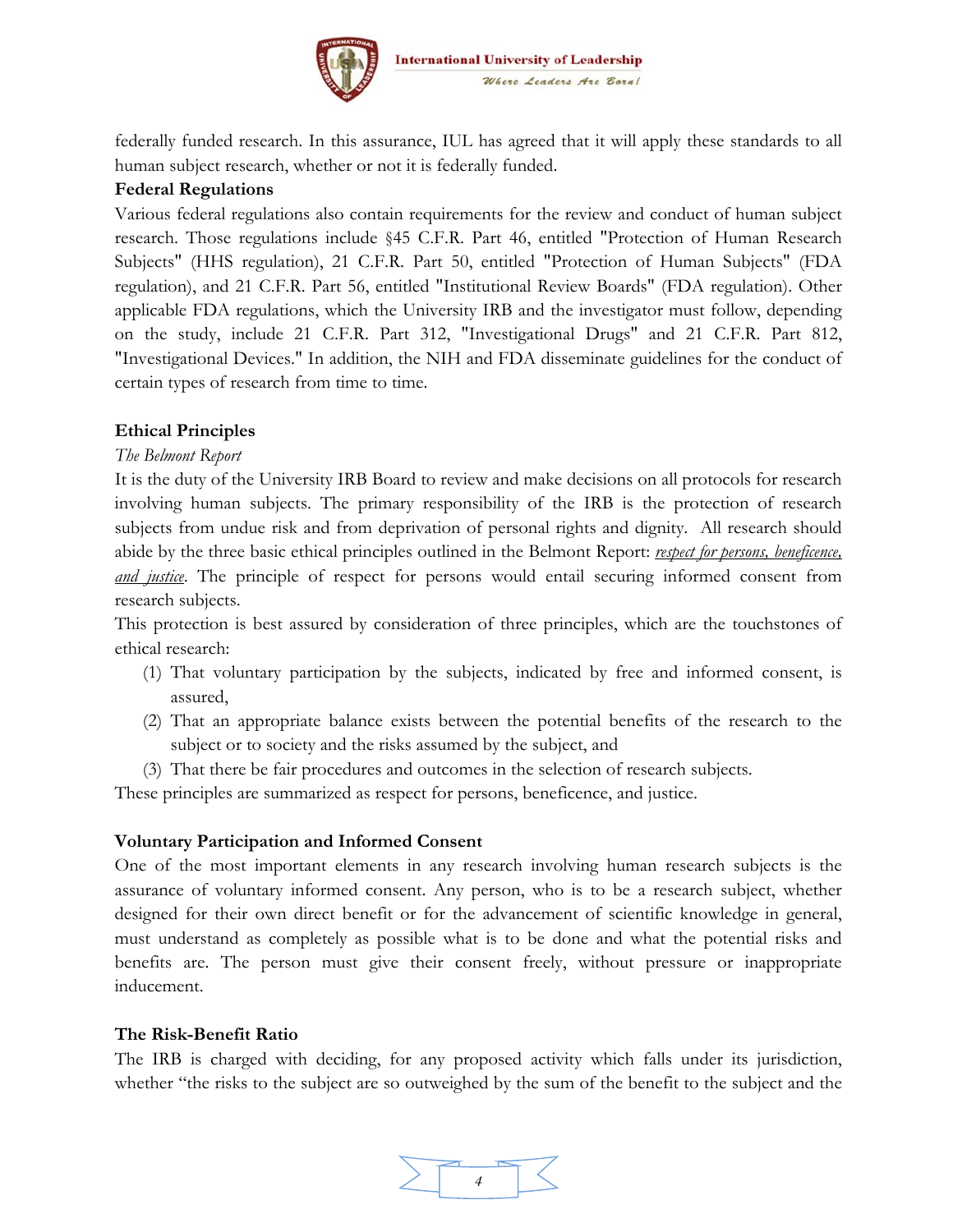federally funded research. In this assurance, IUL has agreed that it will apply these standards to all human subject research, whether or not it is federally funded.

**Federal Regulations**

Various federal regulations also contain requirements for the review and conduct of human subject research. Those regulations include §45 C.F.R. Part 46, entitled "Protection of Human Research Subjects" (HHS regulation), 21 C.F.R. Part 50, entitled "Protection of Human Subjects" (FDA regulation), and 21 C.F.R. Part 56, entitled "Institutional Review Boards" (FDA regulation). Other applicable FDA regulations, which the University IRB and the investigator must follow, depending on the study, include 21 C.F.R. Part 312, "Investigational Drugs" and 21 C.F.R. Part 812, "Investigational Devices." In addition, the NIH and FDA disseminate guidelines for the conduct of certain types of research from time to time.

**Ethical Principles**

*The Belmont Report*

It is the duty of the University IRB Board to review and make decisions on all protocols for research involving human subjects. The primary responsibility of the IRB is the protection of research subjects from undue risk and from deprivation of personal rights and dignity. All research should abide by the three basic ethical principles outlined in the Belmont Report: *respect for persons, beneficence, and justice*. The principle of respect for persons would entail securing informed consent from research subjects.

This protection is best assured by consideration of three principles, which are the touchstones of ethical research:

1. That voluntary participation by the subjects, indicated by free and informed consent, is assured,
2. That an appropriate balance exists between the potential benefits of the research to the subject or to society and the risks assumed by the subject, and
3. That there be fair procedures and outcomes in the selection of research subjects.

These principles are summarized as respect for persons, beneficence, and justice.

**Voluntary Participation and Informed Consent**

One of the most important elements in any research involving human research subjects is the assurance of voluntary informed consent. Any person, who is to be a research subject, whether designed for their own direct benefit or for the advancement of scientific knowledge in general, must understand as completely as possible what is to be done and what the potential risks and benefits are. The person must give their consent freely, without pressure or inappropriate inducement.

**The Risk-Benefit Ratio**

The IRB is charged with deciding, for any proposed activity which falls under its jurisdiction, whether "the risks to the subject are so outweighed by the sum of the benefit to the subject and the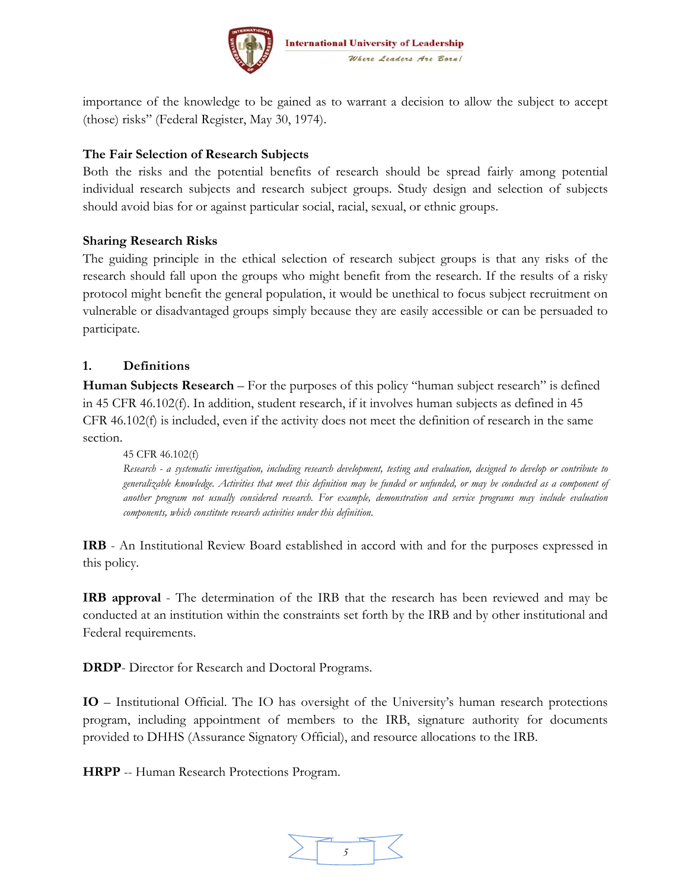importance of the knowledge to be gained as to warrant a decision to allow the subject to accept (those) risks" (Federal Register, May 30, 1974).

**The Fair Selection of Research Subjects**

Both the risks and the potential benefits of research should be spread fairly among potential individual research subjects and research subject groups. Study design and selection of subjects should avoid bias for or against particular social, racial, sexual, or ethnic groups.

**Sharing Research Risks**

The guiding principle in the ethical selection of research subject groups is that any risks of the research should fall upon the groups who might benefit from the research. If the results of a risky protocol might benefit the general population, it would be unethical to focus subject recruitment on vulnerable or disadvantaged groups simply because they are easily accessible or can be persuaded to participate.

## 1. Definitions

**Human Subjects Research** – For the purposes of this policy "human subject research" is defined in 45 CFR 46.102(f). In addition, student research, if it involves human subjects as defined in 45 CFR 46.102(f) is included, even if the activity does not meet the definition of research in the same section.

> 45 CFR 46.102(f)
>
> *Research - a systematic investigation, including research development, testing and evaluation, designed to develop or contribute to generalizable knowledge. Activities that meet this definition may be funded or unfunded, or may be conducted as a component of another program not usually considered research. For example, demonstration and service programs may include evaluation components, which constitute research activities under this definition.*

**IRB** - An Institutional Review Board established in accord with and for the purposes expressed in this policy.

**IRB approval** - The determination of the IRB that the research has been reviewed and may be conducted at an institution within the constraints set forth by the IRB and by other institutional and Federal requirements.

**DRDP**- Director for Research and Doctoral Programs.

**IO** – Institutional Official. The IO has oversight of the University's human research protections program, including appointment of members to the IRB, signature authority for documents provided to DHHS (Assurance Signatory Official), and resource allocations to the IRB.

**HRPP** -- Human Research Protections Program.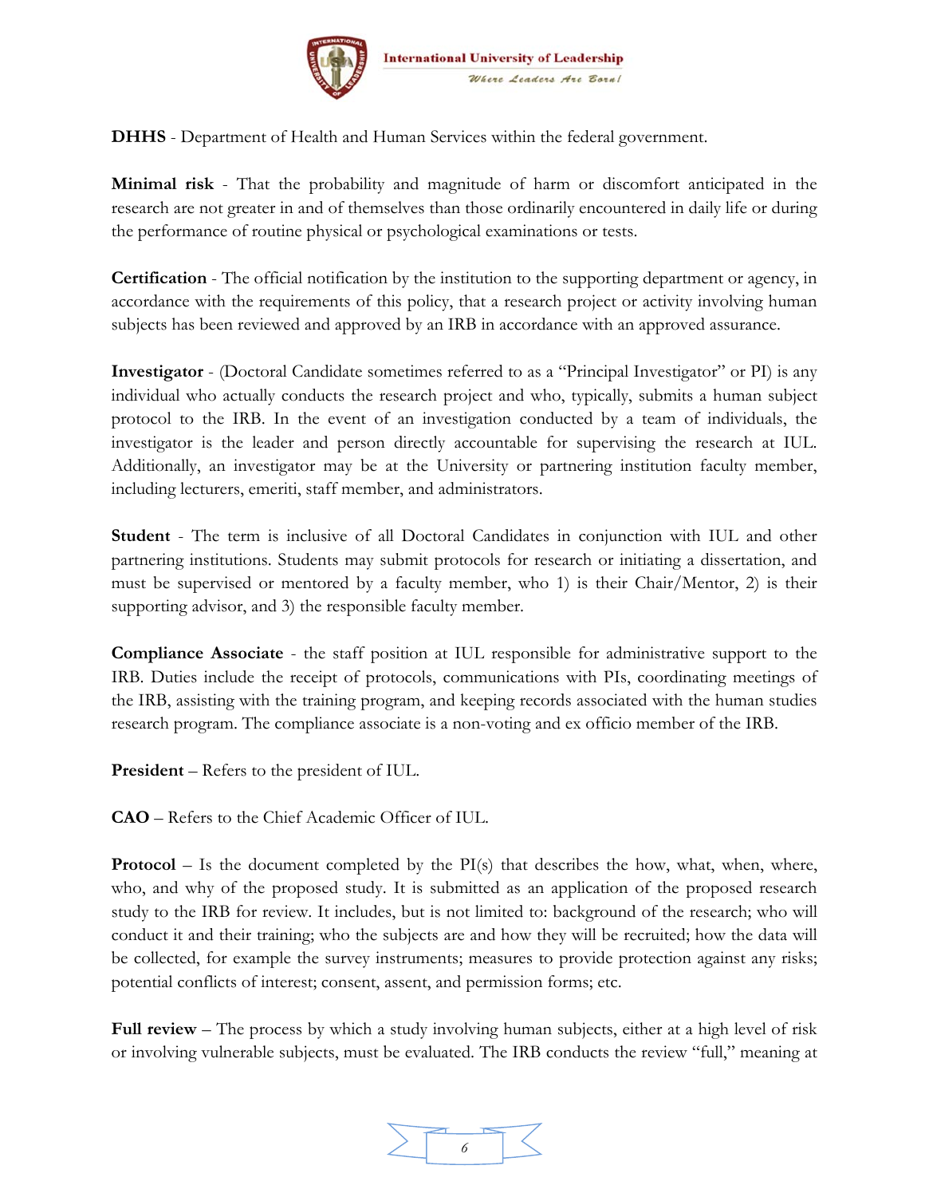**DHHS** - Department of Health and Human Services within the federal government.

**Minimal risk** - That the probability and magnitude of harm or discomfort anticipated in the research are not greater in and of themselves than those ordinarily encountered in daily life or during the performance of routine physical or psychological examinations or tests.

**Certification** - The official notification by the institution to the supporting department or agency, in accordance with the requirements of this policy, that a research project or activity involving human subjects has been reviewed and approved by an IRB in accordance with an approved assurance.

**Investigator** - (Doctoral Candidate sometimes referred to as a "Principal Investigator" or PI) is any individual who actually conducts the research project and who, typically, submits a human subject protocol to the IRB. In the event of an investigation conducted by a team of individuals, the investigator is the leader and person directly accountable for supervising the research at IUL. Additionally, an investigator may be at the University or partnering institution faculty member, including lecturers, emeriti, staff member, and administrators.

**Student** - The term is inclusive of all Doctoral Candidates in conjunction with IUL and other partnering institutions. Students may submit protocols for research or initiating a dissertation, and must be supervised or mentored by a faculty member, who 1) is their Chair/Mentor, 2) is their supporting advisor, and 3) the responsible faculty member.

**Compliance Associate** - the staff position at IUL responsible for administrative support to the IRB. Duties include the receipt of protocols, communications with PIs, coordinating meetings of the IRB, assisting with the training program, and keeping records associated with the human studies research program. The compliance associate is a non-voting and ex officio member of the IRB.

**President** – Refers to the president of IUL.

**CAO** – Refers to the Chief Academic Officer of IUL.

**Protocol** – Is the document completed by the PI(s) that describes the how, what, when, where, who, and why of the proposed study. It is submitted as an application of the proposed research study to the IRB for review. It includes, but is not limited to: background of the research; who will conduct it and their training; who the subjects are and how they will be recruited; how the data will be collected, for example the survey instruments; measures to provide protection against any risks; potential conflicts of interest; consent, assent, and permission forms; etc.

**Full review** – The process by which a study involving human subjects, either at a high level of risk or involving vulnerable subjects, must be evaluated. The IRB conducts the review "full," meaning at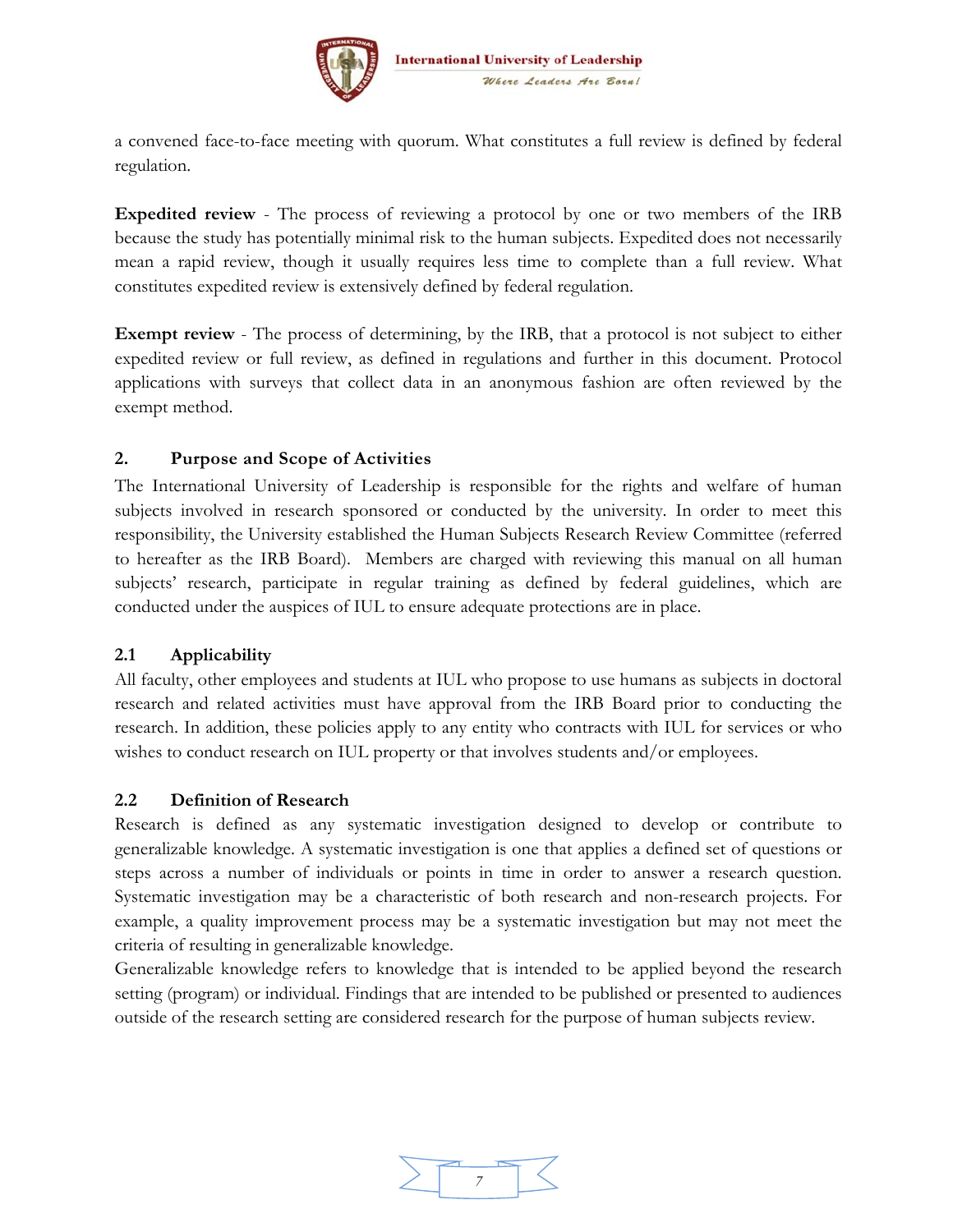a convened face-to-face meeting with quorum. What constitutes a full review is defined by federal regulation.

**Expedited review** - The process of reviewing a protocol by one or two members of the IRB because the study has potentially minimal risk to the human subjects. Expedited does not necessarily mean a rapid review, though it usually requires less time to complete than a full review. What constitutes expedited review is extensively defined by federal regulation.

**Exempt review** - The process of determining, by the IRB, that a protocol is not subject to either expedited review or full review, as defined in regulations and further in this document. Protocol applications with surveys that collect data in an anonymous fashion are often reviewed by the exempt method.

## 2. Purpose and Scope of Activities

The International University of Leadership is responsible for the rights and welfare of human subjects involved in research sponsored or conducted by the university. In order to meet this responsibility, the University established the Human Subjects Research Review Committee (referred to hereafter as the IRB Board). Members are charged with reviewing this manual on all human subjects' research, participate in regular training as defined by federal guidelines, which are conducted under the auspices of IUL to ensure adequate protections are in place.

### 2.1 Applicability

All faculty, other employees and students at IUL who propose to use humans as subjects in doctoral research and related activities must have approval from the IRB Board prior to conducting the research. In addition, these policies apply to any entity who contracts with IUL for services or who wishes to conduct research on IUL property or that involves students and/or employees.

### 2.2 Definition of Research

Research is defined as any systematic investigation designed to develop or contribute to generalizable knowledge. A systematic investigation is one that applies a defined set of questions or steps across a number of individuals or points in time in order to answer a research question. Systematic investigation may be a characteristic of both research and non-research projects. For example, a quality improvement process may be a systematic investigation but may not meet the criteria of resulting in generalizable knowledge.

Generalizable knowledge refers to knowledge that is intended to be applied beyond the research setting (program) or individual. Findings that are intended to be published or presented to audiences outside of the research setting are considered research for the purpose of human subjects review.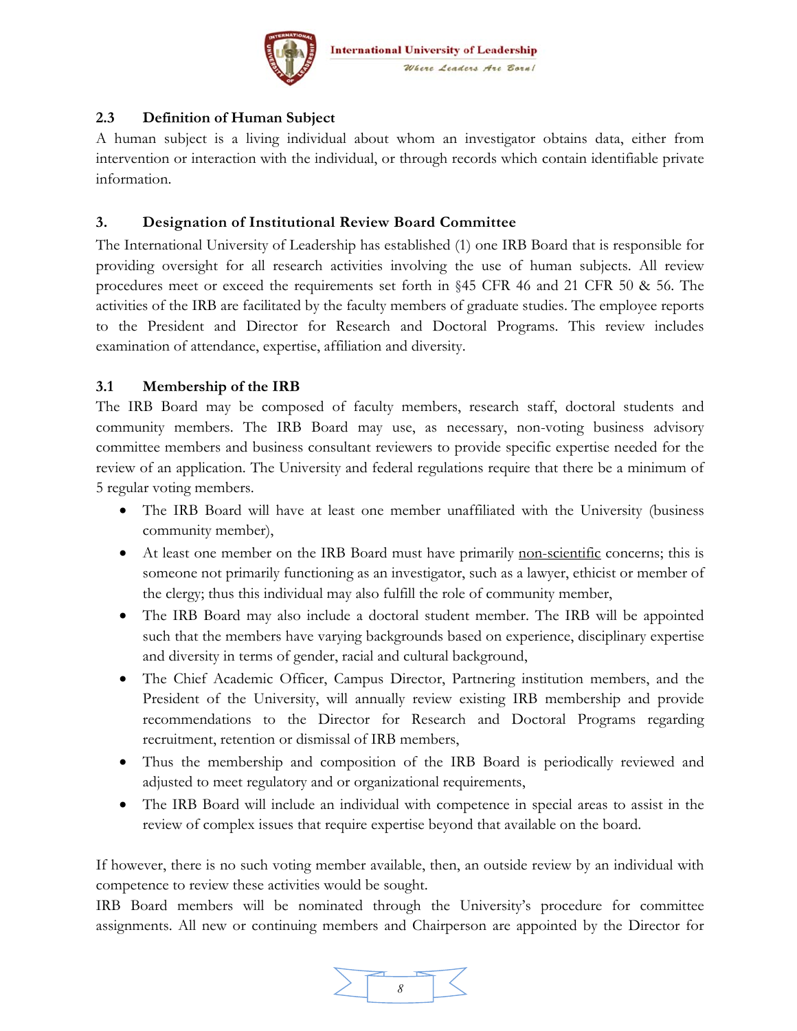### 2.3 Definition of Human Subject

A human subject is a living individual about whom an investigator obtains data, either from intervention or interaction with the individual, or through records which contain identifiable private information.

## 3. Designation of Institutional Review Board Committee

The International University of Leadership has established (1) one IRB Board that is responsible for providing oversight for all research activities involving the use of human subjects. All review procedures meet or exceed the requirements set forth in §45 CFR 46 and 21 CFR 50 & 56. The activities of the IRB are facilitated by the faculty members of graduate studies. The employee reports to the President and Director for Research and Doctoral Programs. This review includes examination of attendance, expertise, affiliation and diversity.

### 3.1 Membership of the IRB

The IRB Board may be composed of faculty members, research staff, doctoral students and community members. The IRB Board may use, as necessary, non-voting business advisory committee members and business consultant reviewers to provide specific expertise needed for the review of an application. The University and federal regulations require that there be a minimum of 5 regular voting members.

- The IRB Board will have at least one member unaffiliated with the University (business community member),
- At least one member on the IRB Board must have primarily non-scientific concerns; this is someone not primarily functioning as an investigator, such as a lawyer, ethicist or member of the clergy; thus this individual may also fulfill the role of community member,
- The IRB Board may also include a doctoral student member. The IRB will be appointed such that the members have varying backgrounds based on experience, disciplinary expertise and diversity in terms of gender, racial and cultural background,
- The Chief Academic Officer, Campus Director, Partnering institution members, and the President of the University, will annually review existing IRB membership and provide recommendations to the Director for Research and Doctoral Programs regarding recruitment, retention or dismissal of IRB members,
- Thus the membership and composition of the IRB Board is periodically reviewed and adjusted to meet regulatory and or organizational requirements,
- The IRB Board will include an individual with competence in special areas to assist in the review of complex issues that require expertise beyond that available on the board.

If however, there is no such voting member available, then, an outside review by an individual with competence to review these activities would be sought.

IRB Board members will be nominated through the University's procedure for committee assignments. All new or continuing members and Chairperson are appointed by the Director for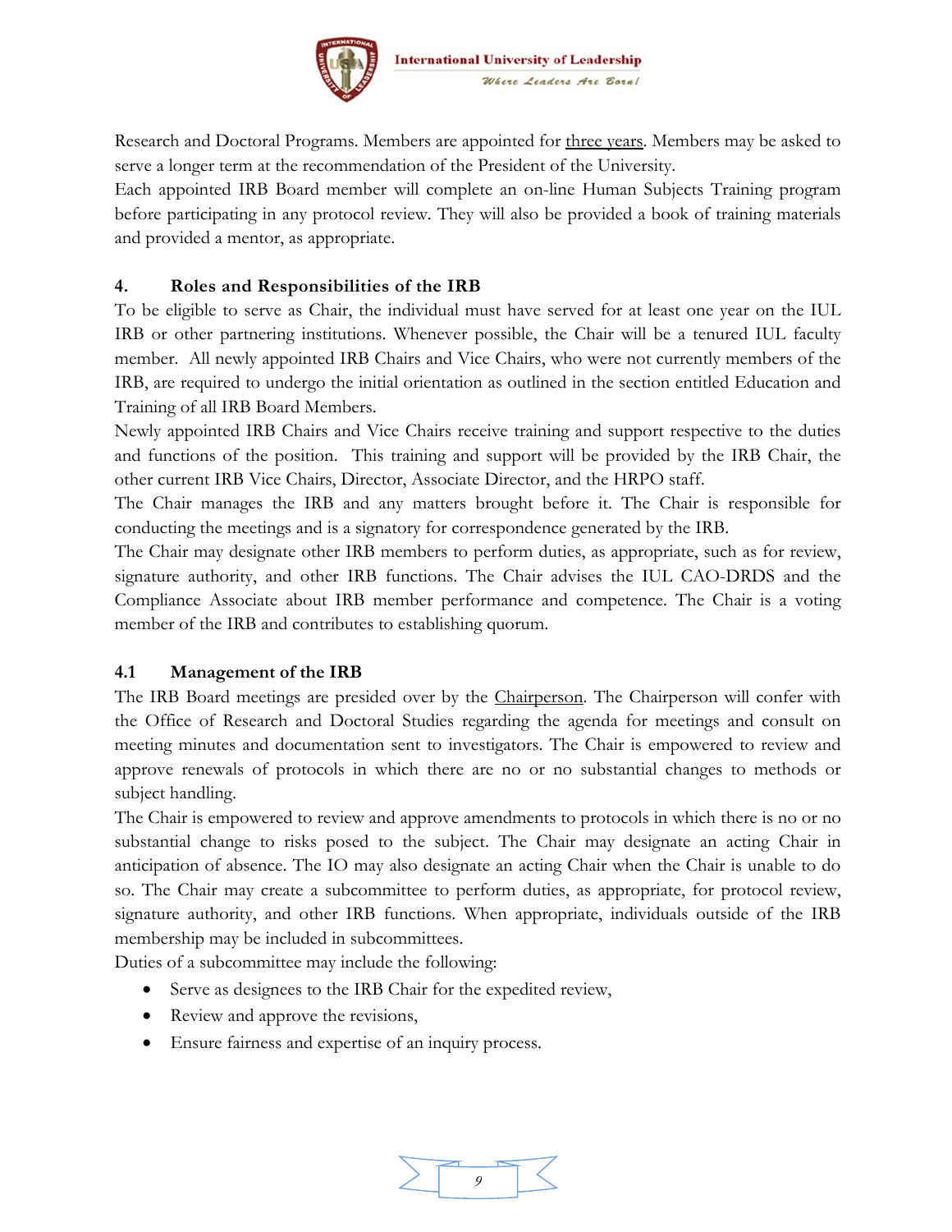Research and Doctoral Programs. Members are appointed for <u>three years</u>. Members may be asked to serve a longer term at the recommendation of the President of the University.

Each appointed IRB Board member will complete an on-line Human Subjects Training program before participating in any protocol review. They will also be provided a book of training materials and provided a mentor, as appropriate.

## 4. Roles and Responsibilities of the IRB

To be eligible to serve as Chair, the individual must have served for at least one year on the IUL IRB or other partnering institutions. Whenever possible, the Chair will be a tenured IUL faculty member. All newly appointed IRB Chairs and Vice Chairs, who were not currently members of the IRB, are required to undergo the initial orientation as outlined in the section entitled Education and Training of all IRB Board Members.

Newly appointed IRB Chairs and Vice Chairs receive training and support respective to the duties and functions of the position. This training and support will be provided by the IRB Chair, the other current IRB Vice Chairs, Director, Associate Director, and the HRPO staff.

The Chair manages the IRB and any matters brought before it. The Chair is responsible for conducting the meetings and is a signatory for correspondence generated by the IRB.

The Chair may designate other IRB members to perform duties, as appropriate, such as for review, signature authority, and other IRB functions. The Chair advises the IUL CAO-DRDS and the Compliance Associate about IRB member performance and competence. The Chair is a voting member of the IRB and contributes to establishing quorum.

### 4.1 Management of the IRB

The IRB Board meetings are presided over by the <u>Chairperson</u>. The Chairperson will confer with the Office of Research and Doctoral Studies regarding the agenda for meetings and consult on meeting minutes and documentation sent to investigators. The Chair is empowered to review and approve renewals of protocols in which there are no or no substantial changes to methods or subject handling.

The Chair is empowered to review and approve amendments to protocols in which there is no or no substantial change to risks posed to the subject. The Chair may designate an acting Chair in anticipation of absence. The IO may also designate an acting Chair when the Chair is unable to do so. The Chair may create a subcommittee to perform duties, as appropriate, for protocol review, signature authority, and other IRB functions. When appropriate, individuals outside of the IRB membership may be included in subcommittees.

Duties of a subcommittee may include the following:

- Serve as designees to the IRB Chair for the expedited review,
- Review and approve the revisions,
- Ensure fairness and expertise of an inquiry process.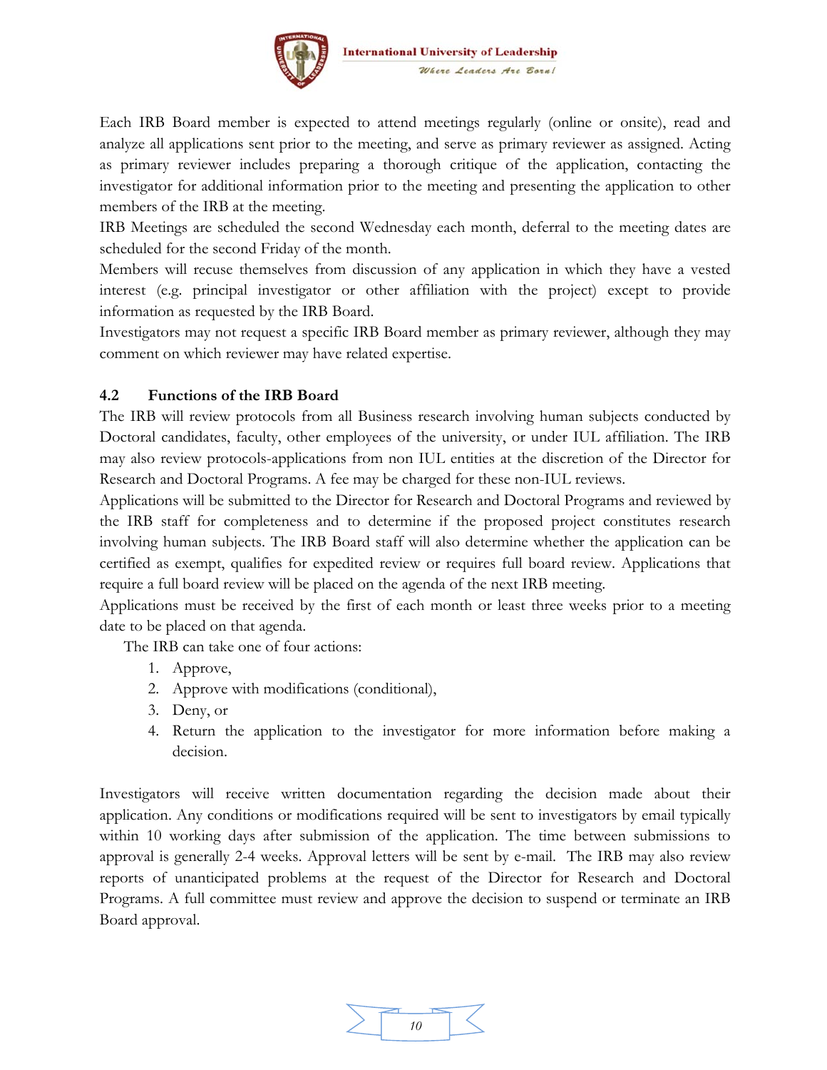Each IRB Board member is expected to attend meetings regularly (online or onsite), read and analyze all applications sent prior to the meeting, and serve as primary reviewer as assigned. Acting as primary reviewer includes preparing a thorough critique of the application, contacting the investigator for additional information prior to the meeting and presenting the application to other members of the IRB at the meeting.

IRB Meetings are scheduled the second Wednesday each month, deferral to the meeting dates are scheduled for the second Friday of the month.

Members will recuse themselves from discussion of any application in which they have a vested interest (e.g. principal investigator or other affiliation with the project) except to provide information as requested by the IRB Board.

Investigators may not request a specific IRB Board member as primary reviewer, although they may comment on which reviewer may have related expertise.

### 4.2 Functions of the IRB Board

The IRB will review protocols from all Business research involving human subjects conducted by Doctoral candidates, faculty, other employees of the university, or under IUL affiliation. The IRB may also review protocols-applications from non IUL entities at the discretion of the Director for Research and Doctoral Programs. A fee may be charged for these non-IUL reviews.

Applications will be submitted to the Director for Research and Doctoral Programs and reviewed by the IRB staff for completeness and to determine if the proposed project constitutes research involving human subjects. The IRB Board staff will also determine whether the application can be certified as exempt, qualifies for expedited review or requires full board review. Applications that require a full board review will be placed on the agenda of the next IRB meeting.

Applications must be received by the first of each month or least three weeks prior to a meeting date to be placed on that agenda.

The IRB can take one of four actions:

1. Approve,
2. Approve with modifications (conditional),
3. Deny, or
4. Return the application to the investigator for more information before making a decision.

Investigators will receive written documentation regarding the decision made about their application. Any conditions or modifications required will be sent to investigators by email typically within 10 working days after submission of the application. The time between submissions to approval is generally 2-4 weeks. Approval letters will be sent by e-mail. The IRB may also review reports of unanticipated problems at the request of the Director for Research and Doctoral Programs. A full committee must review and approve the decision to suspend or terminate an IRB Board approval.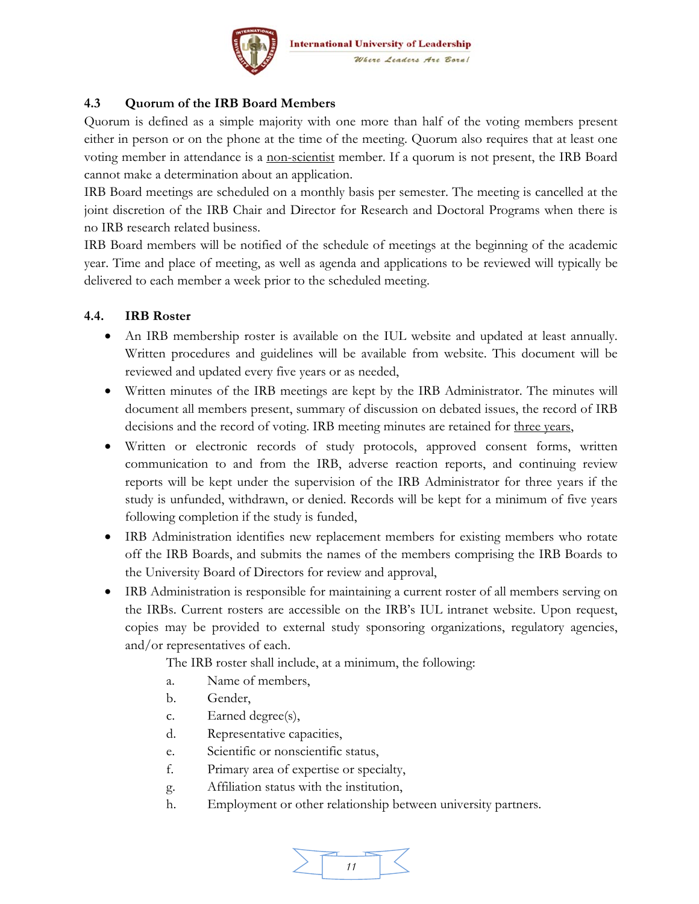### 4.3 Quorum of the IRB Board Members

Quorum is defined as a simple majority with one more than half of the voting members present either in person or on the phone at the time of the meeting. Quorum also requires that at least one voting member in attendance is a <u>non-scientist</u> member. If a quorum is not present, the IRB Board cannot make a determination about an application.

IRB Board meetings are scheduled on a monthly basis per semester. The meeting is cancelled at the joint discretion of the IRB Chair and Director for Research and Doctoral Programs when there is no IRB research related business.

IRB Board members will be notified of the schedule of meetings at the beginning of the academic year. Time and place of meeting, as well as agenda and applications to be reviewed will typically be delivered to each member a week prior to the scheduled meeting.

### 4.4. IRB Roster

- An IRB membership roster is available on the IUL website and updated at least annually. Written procedures and guidelines will be available from website. This document will be reviewed and updated every five years or as needed,
- Written minutes of the IRB meetings are kept by the IRB Administrator. The minutes will document all members present, summary of discussion on debated issues, the record of IRB decisions and the record of voting. IRB meeting minutes are retained for <u>three years</u>,
- Written or electronic records of study protocols, approved consent forms, written communication to and from the IRB, adverse reaction reports, and continuing review reports will be kept under the supervision of the IRB Administrator for three years if the study is unfunded, withdrawn, or denied. Records will be kept for a minimum of five years following completion if the study is funded,
- IRB Administration identifies new replacement members for existing members who rotate off the IRB Boards, and submits the names of the members comprising the IRB Boards to the University Board of Directors for review and approval,
- IRB Administration is responsible for maintaining a current roster of all members serving on the IRBs. Current rosters are accessible on the IRB's IUL intranet website. Upon request, copies may be provided to external study sponsoring organizations, regulatory agencies, and/or representatives of each.

  The IRB roster shall include, at a minimum, the following:

  a. Name of members,
  b. Gender,
  c. Earned degree(s),
  d. Representative capacities,
  e. Scientific or nonscientific status,
  f. Primary area of expertise or specialty,
  g. Affiliation status with the institution,
  h. Employment or other relationship between university partners.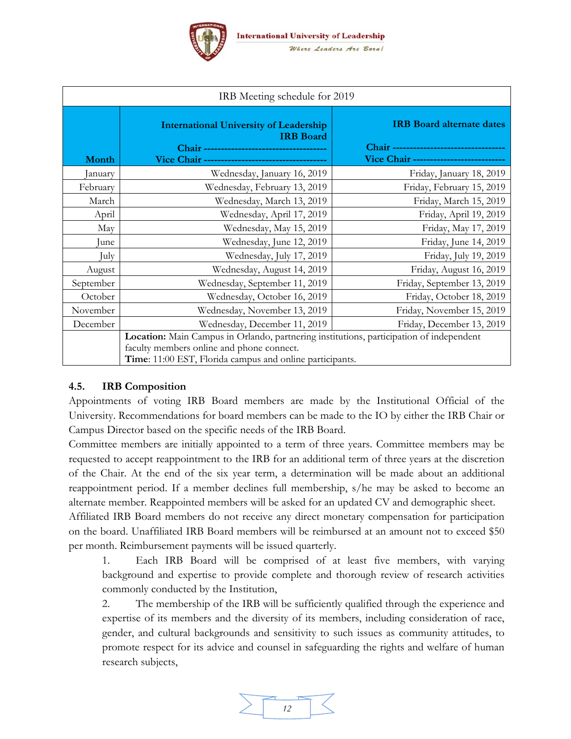| IRB Meeting schedule for 2019 | | |
|---|---|---|
| **Month** | **International University of Leadership IRB Board**<br>**Chair -----------------------------------**<br>**Vice Chair -----------------------------------** | **IRB Board alternate dates**<br>**Chair -----------------------------------**<br>**Vice Chair ---------------------------** |
| January | Wednesday, January 16, 2019 | Friday, January 18, 2019 |
| February | Wednesday, February 13, 2019 | Friday, February 15, 2019 |
| March | Wednesday, March 13, 2019 | Friday, March 15, 2019 |
| April | Wednesday, April 17, 2019 | Friday, April 19, 2019 |
| May | Wednesday, May 15, 2019 | Friday, May 17, 2019 |
| June | Wednesday, June 12, 2019 | Friday, June 14, 2019 |
| July | Wednesday, July 17, 2019 | Friday, July 19, 2019 |
| August | Wednesday, August 14, 2019 | Friday, August 16, 2019 |
| September | Wednesday, September 11, 2019 | Friday, September 13, 2019 |
| October | Wednesday, October 16, 2019 | Friday, October 18, 2019 |
| November | Wednesday, November 13, 2019 | Friday, November 15, 2019 |
| December | Wednesday, December 11, 2019 | Friday, December 13, 2019 |
| | **Location:** Main Campus in Orlando, partnering institutions, participation of independent faculty members online and phone connect.<br>**Time**: 11:00 EST, Florida campus and online participants. | |

### 4.5. IRB Composition

Appointments of voting IRB Board members are made by the Institutional Official of the University. Recommendations for board members can be made to the IO by either the IRB Chair or Campus Director based on the specific needs of the IRB Board.

Committee members are initially appointed to a term of three years. Committee members may be requested to accept reappointment to the IRB for an additional term of three years at the discretion of the Chair. At the end of the six year term, a determination will be made about an additional reappointment period. If a member declines full membership, s/he may be asked to become an alternate member. Reappointed members will be asked for an updated CV and demographic sheet.

Affiliated IRB Board members do not receive any direct monetary compensation for participation on the board. Unaffiliated IRB Board members will be reimbursed at an amount not to exceed $50 per month. Reimbursement payments will be issued quarterly.

1. Each IRB Board will be comprised of at least five members, with varying background and expertise to provide complete and thorough review of research activities commonly conducted by the Institution,
2. The membership of the IRB will be sufficiently qualified through the experience and expertise of its members and the diversity of its members, including consideration of race, gender, and cultural backgrounds and sensitivity to such issues as community attitudes, to promote respect for its advice and counsel in safeguarding the rights and welfare of human research subjects,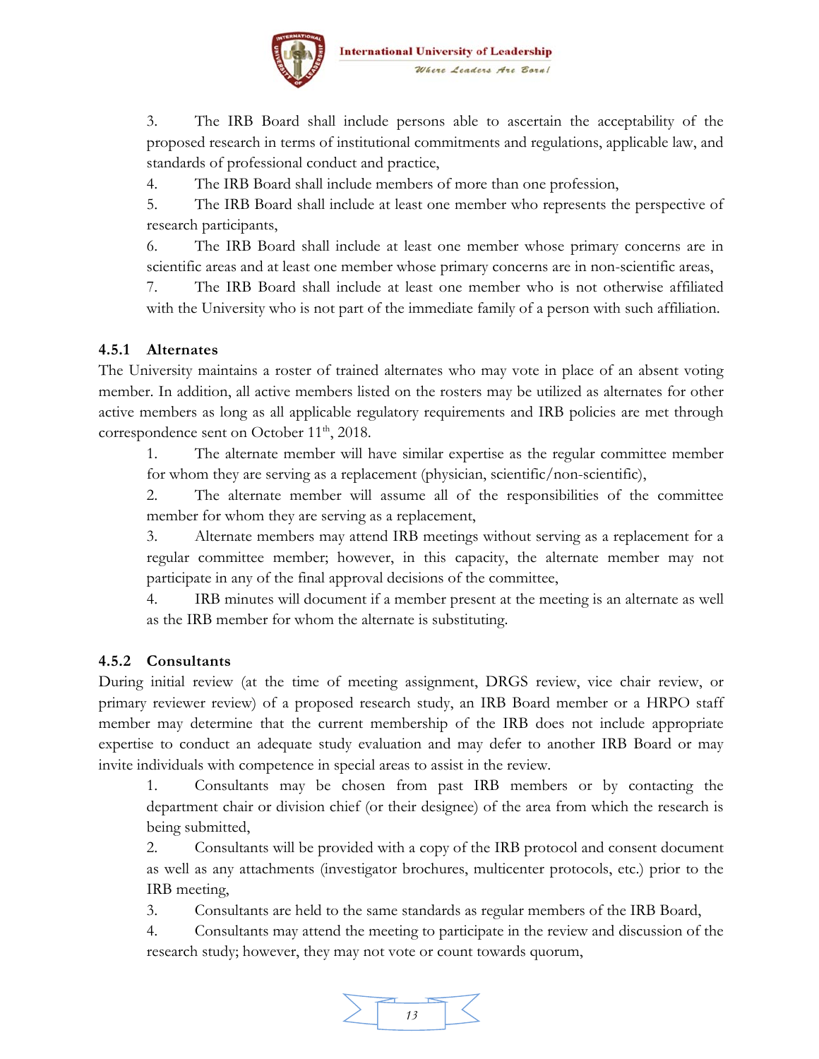3. The IRB Board shall include persons able to ascertain the acceptability of the proposed research in terms of institutional commitments and regulations, applicable law, and standards of professional conduct and practice,
4. The IRB Board shall include members of more than one profession,
5. The IRB Board shall include at least one member who represents the perspective of research participants,
6. The IRB Board shall include at least one member whose primary concerns are in scientific areas and at least one member whose primary concerns are in non-scientific areas,
7. The IRB Board shall include at least one member who is not otherwise affiliated with the University who is not part of the immediate family of a person with such affiliation.

### 4.5.1 Alternates

The University maintains a roster of trained alternates who may vote in place of an absent voting member. In addition, all active members listed on the rosters may be utilized as alternates for other active members as long as all applicable regulatory requirements and IRB policies are met through correspondence sent on October 11th, 2018.

1. The alternate member will have similar expertise as the regular committee member for whom they are serving as a replacement (physician, scientific/non-scientific),
2. The alternate member will assume all of the responsibilities of the committee member for whom they are serving as a replacement,
3. Alternate members may attend IRB meetings without serving as a replacement for a regular committee member; however, in this capacity, the alternate member may not participate in any of the final approval decisions of the committee,
4. IRB minutes will document if a member present at the meeting is an alternate as well as the IRB member for whom the alternate is substituting.

### 4.5.2 Consultants

During initial review (at the time of meeting assignment, DRGS review, vice chair review, or primary reviewer review) of a proposed research study, an IRB Board member or a HRPO staff member may determine that the current membership of the IRB does not include appropriate expertise to conduct an adequate study evaluation and may defer to another IRB Board or may invite individuals with competence in special areas to assist in the review.

1. Consultants may be chosen from past IRB members or by contacting the department chair or division chief (or their designee) of the area from which the research is being submitted,
2. Consultants will be provided with a copy of the IRB protocol and consent document as well as any attachments (investigator brochures, multicenter protocols, etc.) prior to the IRB meeting,
3. Consultants are held to the same standards as regular members of the IRB Board,
4. Consultants may attend the meeting to participate in the review and discussion of the research study; however, they may not vote or count towards quorum,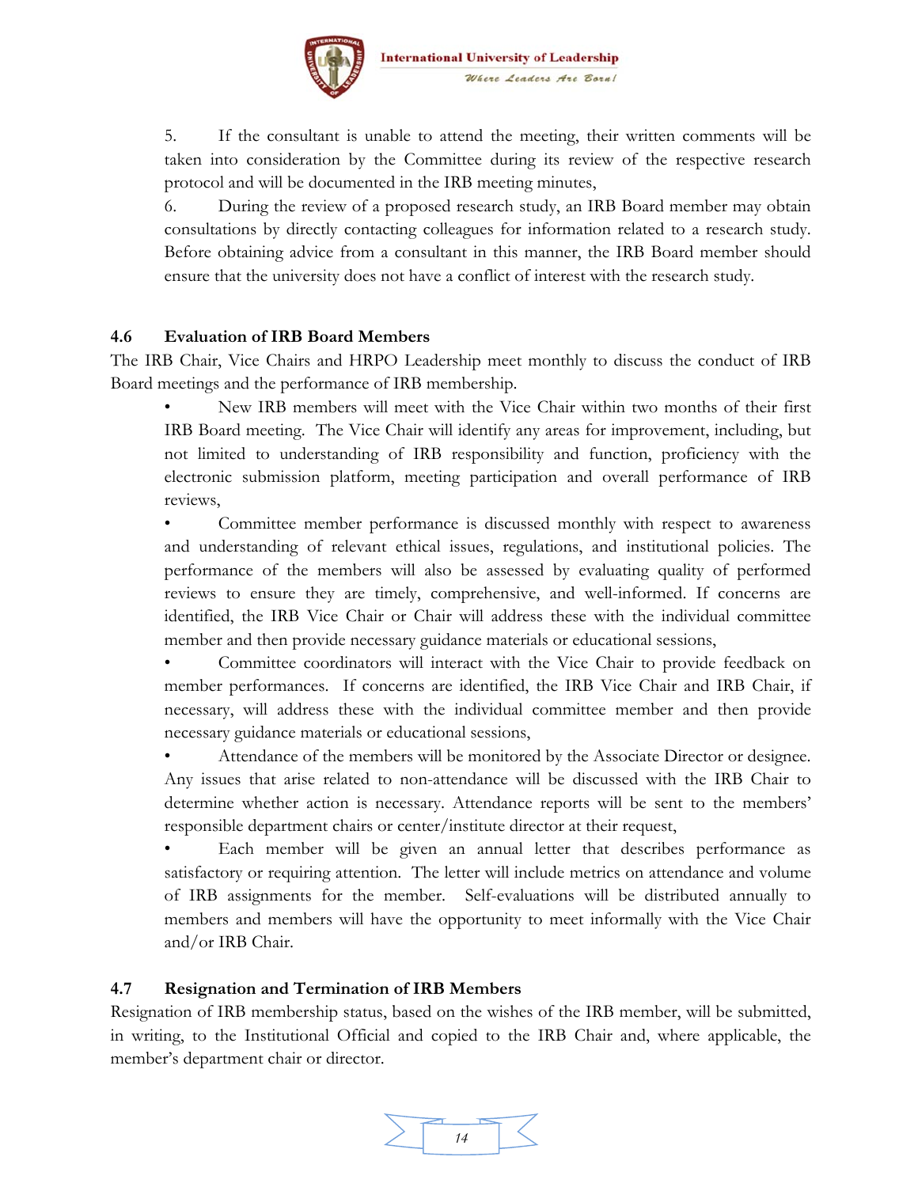5. If the consultant is unable to attend the meeting, their written comments will be taken into consideration by the Committee during its review of the respective research protocol and will be documented in the IRB meeting minutes,

6. During the review of a proposed research study, an IRB Board member may obtain consultations by directly contacting colleagues for information related to a research study. Before obtaining advice from a consultant in this manner, the IRB Board member should ensure that the university does not have a conflict of interest with the research study.

### 4.6 Evaluation of IRB Board Members

The IRB Chair, Vice Chairs and HRPO Leadership meet monthly to discuss the conduct of IRB Board meetings and the performance of IRB membership.

- New IRB members will meet with the Vice Chair within two months of their first IRB Board meeting. The Vice Chair will identify any areas for improvement, including, but not limited to understanding of IRB responsibility and function, proficiency with the electronic submission platform, meeting participation and overall performance of IRB reviews,
- Committee member performance is discussed monthly with respect to awareness and understanding of relevant ethical issues, regulations, and institutional policies. The performance of the members will also be assessed by evaluating quality of performed reviews to ensure they are timely, comprehensive, and well-informed. If concerns are identified, the IRB Vice Chair or Chair will address these with the individual committee member and then provide necessary guidance materials or educational sessions,
- Committee coordinators will interact with the Vice Chair to provide feedback on member performances. If concerns are identified, the IRB Vice Chair and IRB Chair, if necessary, will address these with the individual committee member and then provide necessary guidance materials or educational sessions,
- Attendance of the members will be monitored by the Associate Director or designee. Any issues that arise related to non-attendance will be discussed with the IRB Chair to determine whether action is necessary. Attendance reports will be sent to the members' responsible department chairs or center/institute director at their request,
- Each member will be given an annual letter that describes performance as satisfactory or requiring attention. The letter will include metrics on attendance and volume of IRB assignments for the member. Self-evaluations will be distributed annually to members and members will have the opportunity to meet informally with the Vice Chair and/or IRB Chair.

### 4.7 Resignation and Termination of IRB Members

Resignation of IRB membership status, based on the wishes of the IRB member, will be submitted, in writing, to the Institutional Official and copied to the IRB Chair and, where applicable, the member's department chair or director.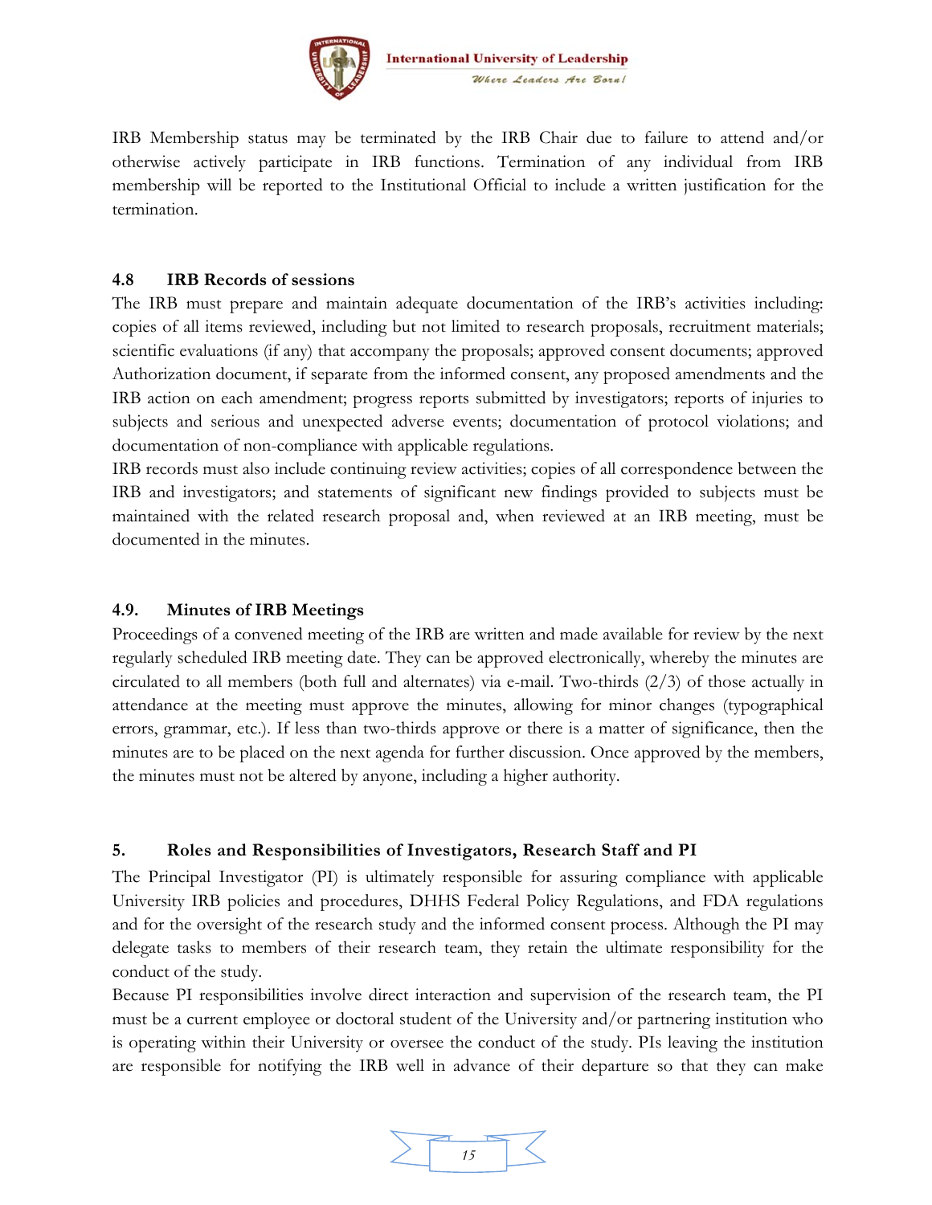IRB Membership status may be terminated by the IRB Chair due to failure to attend and/or otherwise actively participate in IRB functions. Termination of any individual from IRB membership will be reported to the Institutional Official to include a written justification for the termination.

### 4.8 IRB Records of sessions

The IRB must prepare and maintain adequate documentation of the IRB's activities including: copies of all items reviewed, including but not limited to research proposals, recruitment materials; scientific evaluations (if any) that accompany the proposals; approved consent documents; approved Authorization document, if separate from the informed consent, any proposed amendments and the IRB action on each amendment; progress reports submitted by investigators; reports of injuries to subjects and serious and unexpected adverse events; documentation of protocol violations; and documentation of non-compliance with applicable regulations.

IRB records must also include continuing review activities; copies of all correspondence between the IRB and investigators; and statements of significant new findings provided to subjects must be maintained with the related research proposal and, when reviewed at an IRB meeting, must be documented in the minutes.

### 4.9. Minutes of IRB Meetings

Proceedings of a convened meeting of the IRB are written and made available for review by the next regularly scheduled IRB meeting date. They can be approved electronically, whereby the minutes are circulated to all members (both full and alternates) via e-mail. Two-thirds (2/3) of those actually in attendance at the meeting must approve the minutes, allowing for minor changes (typographical errors, grammar, etc.). If less than two-thirds approve or there is a matter of significance, then the minutes are to be placed on the next agenda for further discussion. Once approved by the members, the minutes must not be altered by anyone, including a higher authority.

## 5. Roles and Responsibilities of Investigators, Research Staff and PI

The Principal Investigator (PI) is ultimately responsible for assuring compliance with applicable University IRB policies and procedures, DHHS Federal Policy Regulations, and FDA regulations and for the oversight of the research study and the informed consent process. Although the PI may delegate tasks to members of their research team, they retain the ultimate responsibility for the conduct of the study.

Because PI responsibilities involve direct interaction and supervision of the research team, the PI must be a current employee or doctoral student of the University and/or partnering institution who is operating within their University or oversee the conduct of the study. PIs leaving the institution are responsible for notifying the IRB well in advance of their departure so that they can make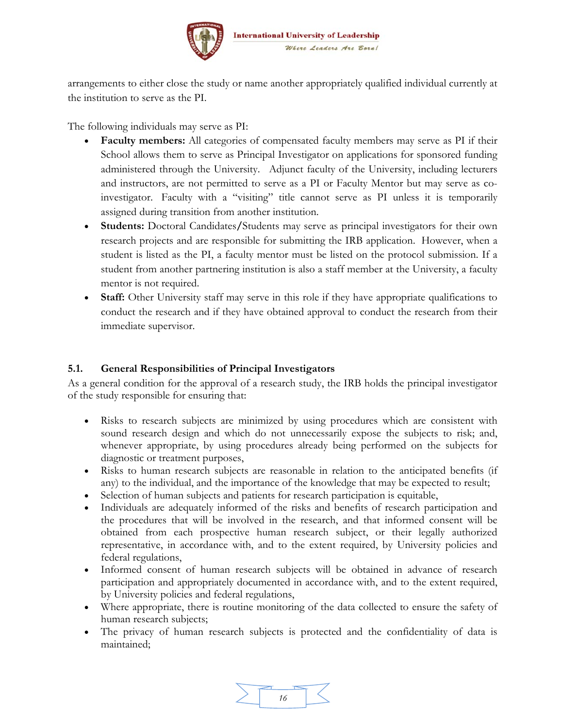arrangements to either close the study or name another appropriately qualified individual currently at the institution to serve as the PI.

The following individuals may serve as PI:

- **Faculty members:** All categories of compensated faculty members may serve as PI if their School allows them to serve as Principal Investigator on applications for sponsored funding administered through the University. Adjunct faculty of the University, including lecturers and instructors, are not permitted to serve as a PI or Faculty Mentor but may serve as co-investigator. Faculty with a "visiting" title cannot serve as PI unless it is temporarily assigned during transition from another institution.
- **Students:** Doctoral Candidates/Students may serve as principal investigators for their own research projects and are responsible for submitting the IRB application. However, when a student is listed as the PI, a faculty mentor must be listed on the protocol submission. If a student from another partnering institution is also a staff member at the University, a faculty mentor is not required.
- **Staff:** Other University staff may serve in this role if they have appropriate qualifications to conduct the research and if they have obtained approval to conduct the research from their immediate supervisor.

### 5.1. General Responsibilities of Principal Investigators

As a general condition for the approval of a research study, the IRB holds the principal investigator of the study responsible for ensuring that:

- Risks to research subjects are minimized by using procedures which are consistent with sound research design and which do not unnecessarily expose the subjects to risk; and, whenever appropriate, by using procedures already being performed on the subjects for diagnostic or treatment purposes,
- Risks to human research subjects are reasonable in relation to the anticipated benefits (if any) to the individual, and the importance of the knowledge that may be expected to result;
- Selection of human subjects and patients for research participation is equitable,
- Individuals are adequately informed of the risks and benefits of research participation and the procedures that will be involved in the research, and that informed consent will be obtained from each prospective human research subject, or their legally authorized representative, in accordance with, and to the extent required, by University policies and federal regulations,
- Informed consent of human research subjects will be obtained in advance of research participation and appropriately documented in accordance with, and to the extent required, by University policies and federal regulations,
- Where appropriate, there is routine monitoring of the data collected to ensure the safety of human research subjects;
- The privacy of human research subjects is protected and the confidentiality of data is maintained;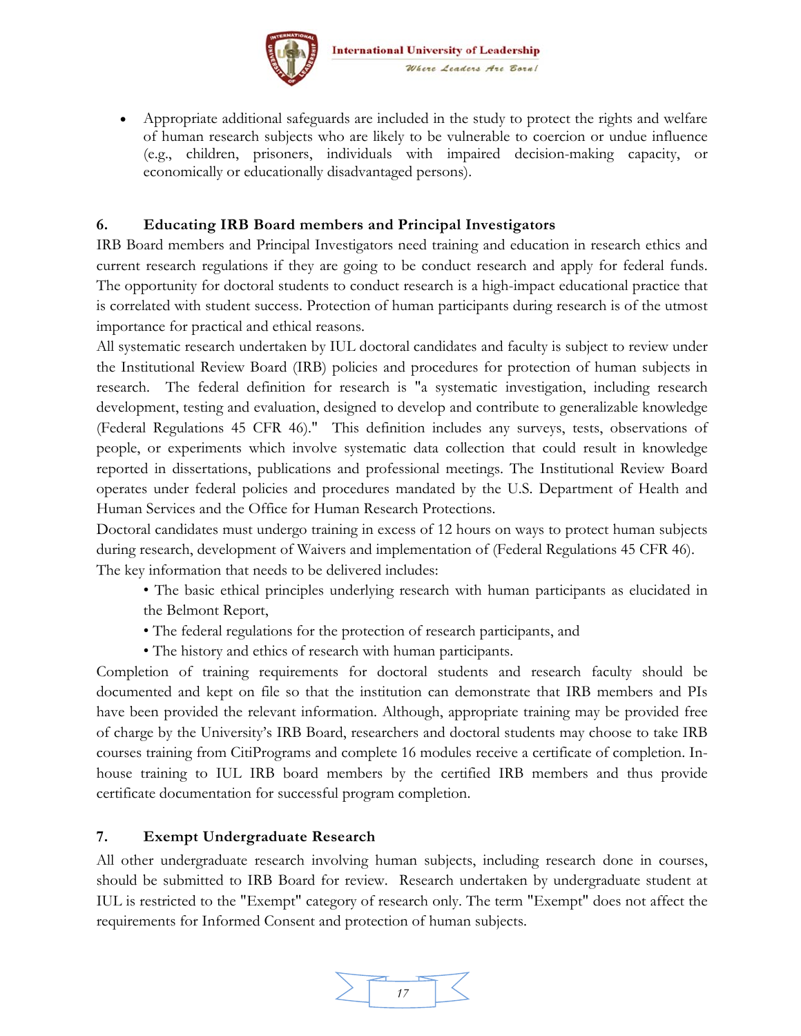- Appropriate additional safeguards are included in the study to protect the rights and welfare of human research subjects who are likely to be vulnerable to coercion or undue influence (e.g., children, prisoners, individuals with impaired decision-making capacity, or economically or educationally disadvantaged persons).

## 6. Educating IRB Board members and Principal Investigators

IRB Board members and Principal Investigators need training and education in research ethics and current research regulations if they are going to be conduct research and apply for federal funds. The opportunity for doctoral students to conduct research is a high-impact educational practice that is correlated with student success. Protection of human participants during research is of the utmost importance for practical and ethical reasons.

All systematic research undertaken by IUL doctoral candidates and faculty is subject to review under the Institutional Review Board (IRB) policies and procedures for protection of human subjects in research. The federal definition for research is "a systematic investigation, including research development, testing and evaluation, designed to develop and contribute to generalizable knowledge (Federal Regulations 45 CFR 46)." This definition includes any surveys, tests, observations of people, or experiments which involve systematic data collection that could result in knowledge reported in dissertations, publications and professional meetings. The Institutional Review Board operates under federal policies and procedures mandated by the U.S. Department of Health and Human Services and the Office for Human Research Protections.

Doctoral candidates must undergo training in excess of 12 hours on ways to protect human subjects during research, development of Waivers and implementation of (Federal Regulations 45 CFR 46).

The key information that needs to be delivered includes:

- The basic ethical principles underlying research with human participants as elucidated in the Belmont Report,
- The federal regulations for the protection of research participants, and
- The history and ethics of research with human participants.

Completion of training requirements for doctoral students and research faculty should be documented and kept on file so that the institution can demonstrate that IRB members and PIs have been provided the relevant information. Although, appropriate training may be provided free of charge by the University's IRB Board, researchers and doctoral students may choose to take IRB courses training from CitiPrograms and complete 16 modules receive a certificate of completion. In-house training to IUL IRB board members by the certified IRB members and thus provide certificate documentation for successful program completion.

## 7. Exempt Undergraduate Research

All other undergraduate research involving human subjects, including research done in courses, should be submitted to IRB Board for review. Research undertaken by undergraduate student at IUL is restricted to the "Exempt" category of research only. The term "Exempt" does not affect the requirements for Informed Consent and protection of human subjects.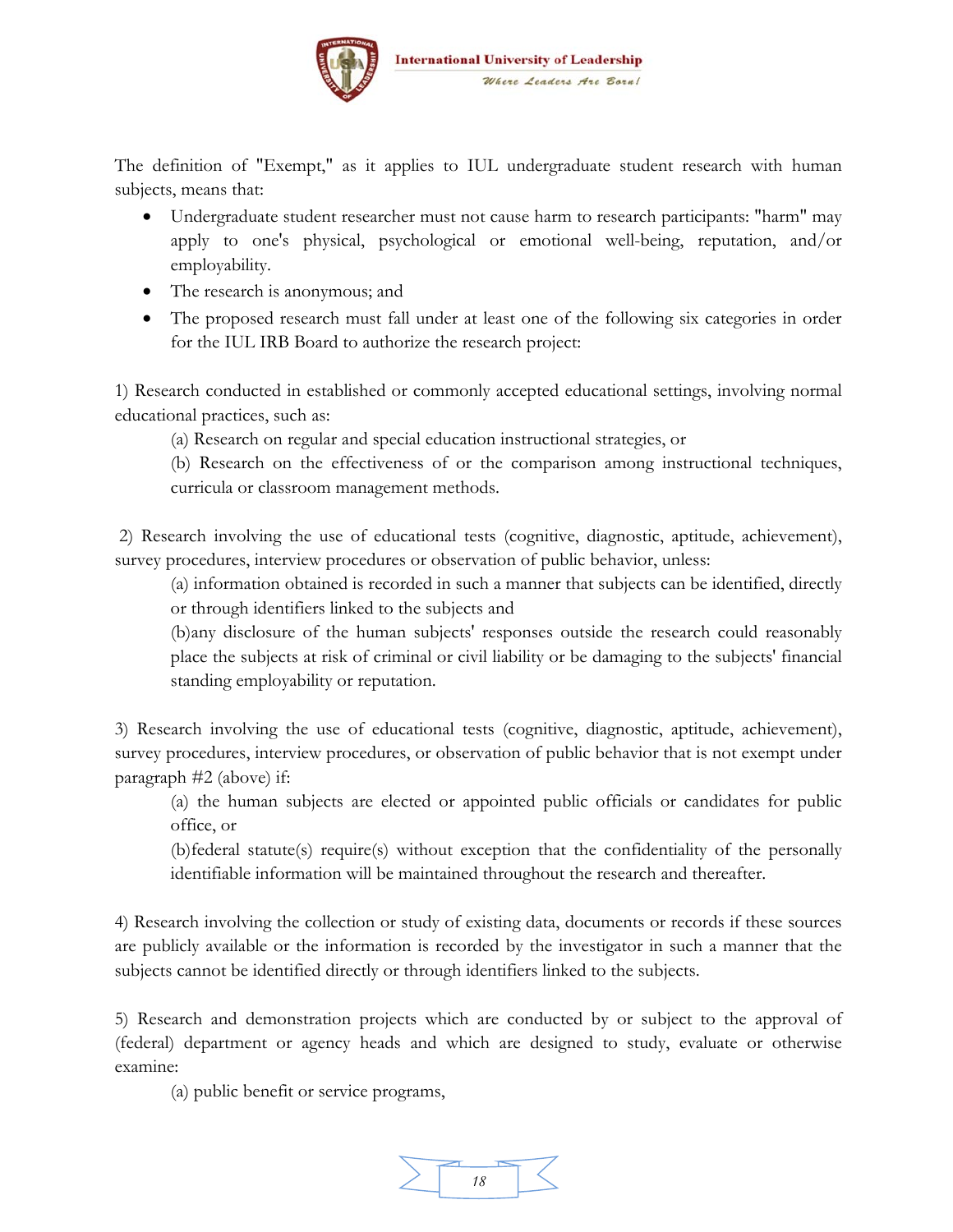The definition of "Exempt," as it applies to IUL undergraduate student research with human subjects, means that:

- Undergraduate student researcher must not cause harm to research participants: "harm" may apply to one's physical, psychological or emotional well-being, reputation, and/or employability.
- The research is anonymous; and
- The proposed research must fall under at least one of the following six categories in order for the IUL IRB Board to authorize the research project:

1) Research conducted in established or commonly accepted educational settings, involving normal educational practices, such as:

(a) Research on regular and special education instructional strategies, or

(b) Research on the effectiveness of or the comparison among instructional techniques, curricula or classroom management methods.

2) Research involving the use of educational tests (cognitive, diagnostic, aptitude, achievement), survey procedures, interview procedures or observation of public behavior, unless:

(a) information obtained is recorded in such a manner that subjects can be identified, directly or through identifiers linked to the subjects and

(b)any disclosure of the human subjects' responses outside the research could reasonably place the subjects at risk of criminal or civil liability or be damaging to the subjects' financial standing employability or reputation.

3) Research involving the use of educational tests (cognitive, diagnostic, aptitude, achievement), survey procedures, interview procedures, or observation of public behavior that is not exempt under paragraph #2 (above) if:

(a) the human subjects are elected or appointed public officials or candidates for public office, or

(b)federal statute(s) require(s) without exception that the confidentiality of the personally identifiable information will be maintained throughout the research and thereafter.

4) Research involving the collection or study of existing data, documents or records if these sources are publicly available or the information is recorded by the investigator in such a manner that the subjects cannot be identified directly or through identifiers linked to the subjects.

5) Research and demonstration projects which are conducted by or subject to the approval of (federal) department or agency heads and which are designed to study, evaluate or otherwise examine:

(a) public benefit or service programs,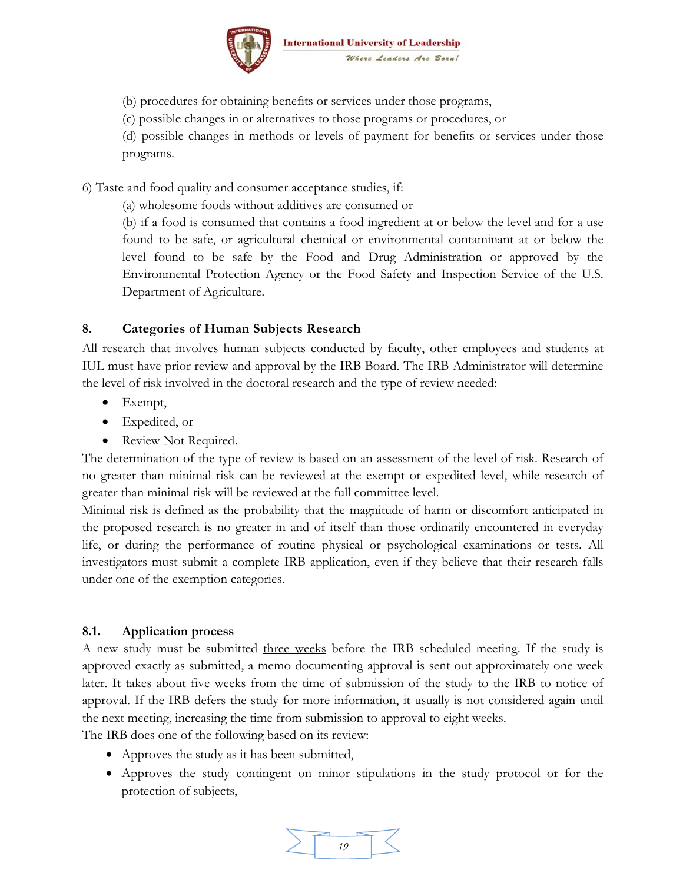(b) procedures for obtaining benefits or services under those programs,

(c) possible changes in or alternatives to those programs or procedures, or

(d) possible changes in methods or levels of payment for benefits or services under those programs.

6) Taste and food quality and consumer acceptance studies, if:

(a) wholesome foods without additives are consumed or

(b) if a food is consumed that contains a food ingredient at or below the level and for a use found to be safe, or agricultural chemical or environmental contaminant at or below the level found to be safe by the Food and Drug Administration or approved by the Environmental Protection Agency or the Food Safety and Inspection Service of the U.S. Department of Agriculture.

## 8. Categories of Human Subjects Research

All research that involves human subjects conducted by faculty, other employees and students at IUL must have prior review and approval by the IRB Board. The IRB Administrator will determine the level of risk involved in the doctoral research and the type of review needed:

- Exempt,
- Expedited, or
- Review Not Required.

The determination of the type of review is based on an assessment of the level of risk. Research of no greater than minimal risk can be reviewed at the exempt or expedited level, while research of greater than minimal risk will be reviewed at the full committee level.

Minimal risk is defined as the probability that the magnitude of harm or discomfort anticipated in the proposed research is no greater in and of itself than those ordinarily encountered in everyday life, or during the performance of routine physical or psychological examinations or tests. All investigators must submit a complete IRB application, even if they believe that their research falls under one of the exemption categories.

### 8.1. Application process

A new study must be submitted <u>three weeks</u> before the IRB scheduled meeting. If the study is approved exactly as submitted, a memo documenting approval is sent out approximately one week later. It takes about five weeks from the time of submission of the study to the IRB to notice of approval. If the IRB defers the study for more information, it usually is not considered again until the next meeting, increasing the time from submission to approval to <u>eight weeks</u>.

The IRB does one of the following based on its review:

- Approves the study as it has been submitted,
- Approves the study contingent on minor stipulations in the study protocol or for the protection of subjects,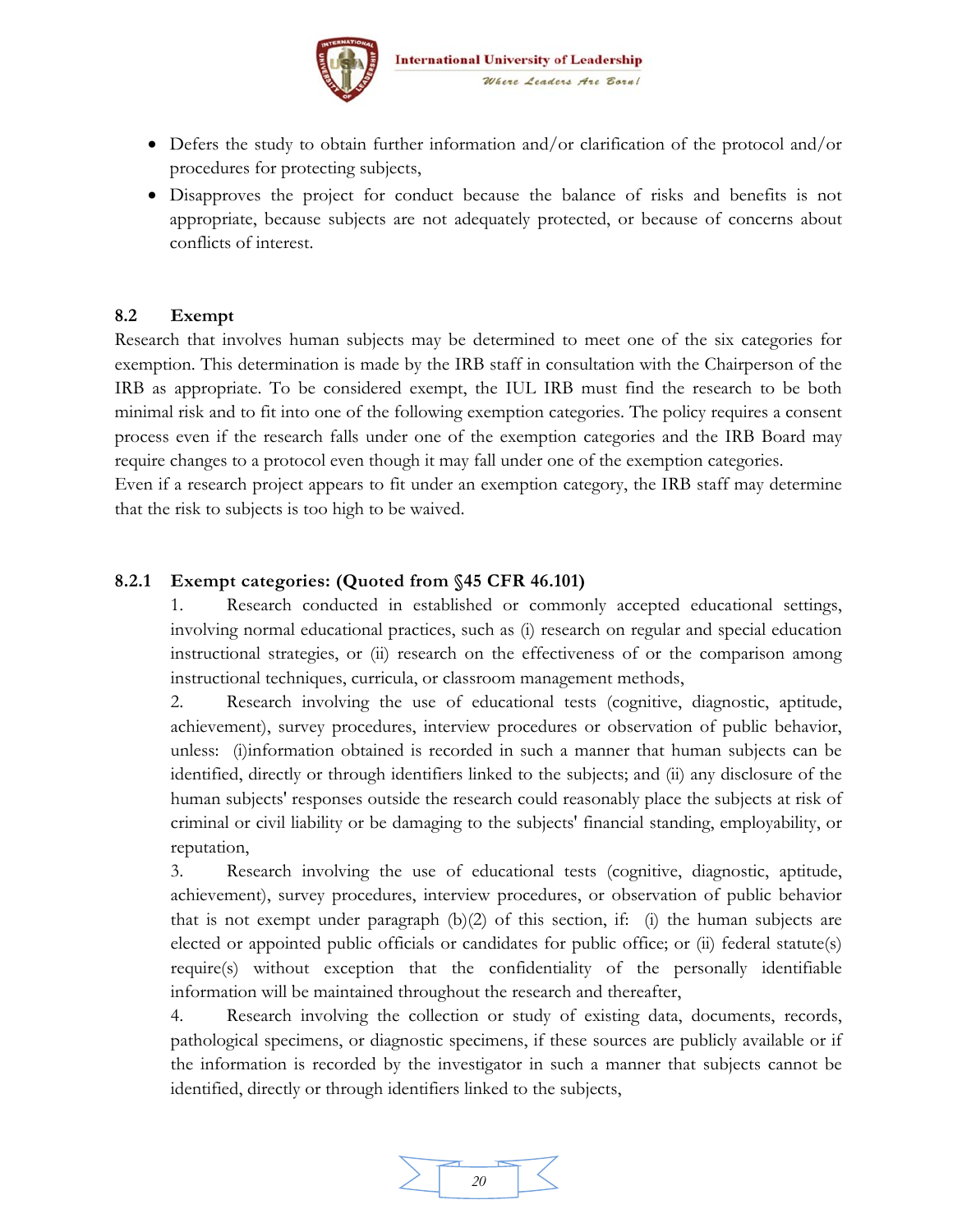- Defers the study to obtain further information and/or clarification of the protocol and/or procedures for protecting subjects,
- Disapproves the project for conduct because the balance of risks and benefits is not appropriate, because subjects are not adequately protected, or because of concerns about conflicts of interest.

### 8.2 Exempt

Research that involves human subjects may be determined to meet one of the six categories for exemption. This determination is made by the IRB staff in consultation with the Chairperson of the IRB as appropriate. To be considered exempt, the IUL IRB must find the research to be both minimal risk and to fit into one of the following exemption categories. The policy requires a consent process even if the research falls under one of the exemption categories and the IRB Board may require changes to a protocol even though it may fall under one of the exemption categories.
Even if a research project appears to fit under an exemption category, the IRB staff may determine that the risk to subjects is too high to be waived.

#### 8.2.1 Exempt categories: (Quoted from §45 CFR 46.101)

1. Research conducted in established or commonly accepted educational settings, involving normal educational practices, such as (i) research on regular and special education instructional strategies, or (ii) research on the effectiveness of or the comparison among instructional techniques, curricula, or classroom management methods,
2. Research involving the use of educational tests (cognitive, diagnostic, aptitude, achievement), survey procedures, interview procedures or observation of public behavior, unless: (i)information obtained is recorded in such a manner that human subjects can be identified, directly or through identifiers linked to the subjects; and (ii) any disclosure of the human subjects' responses outside the research could reasonably place the subjects at risk of criminal or civil liability or be damaging to the subjects' financial standing, employability, or reputation,
3. Research involving the use of educational tests (cognitive, diagnostic, aptitude, achievement), survey procedures, interview procedures, or observation of public behavior that is not exempt under paragraph (b)(2) of this section, if: (i) the human subjects are elected or appointed public officials or candidates for public office; or (ii) federal statute(s) require(s) without exception that the confidentiality of the personally identifiable information will be maintained throughout the research and thereafter,
4. Research involving the collection or study of existing data, documents, records, pathological specimens, or diagnostic specimens, if these sources are publicly available or if the information is recorded by the investigator in such a manner that subjects cannot be identified, directly or through identifiers linked to the subjects,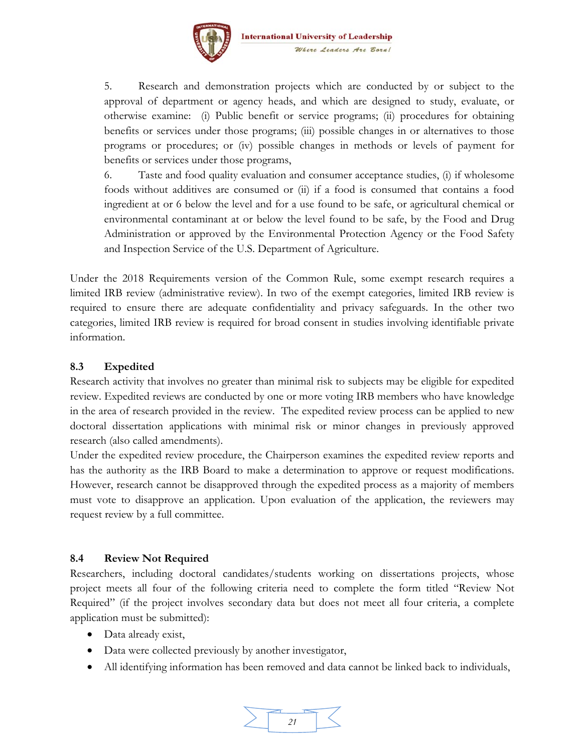5. Research and demonstration projects which are conducted by or subject to the approval of department or agency heads, and which are designed to study, evaluate, or otherwise examine: (i) Public benefit or service programs; (ii) procedures for obtaining benefits or services under those programs; (iii) possible changes in or alternatives to those programs or procedures; or (iv) possible changes in methods or levels of payment for benefits or services under those programs,

6. Taste and food quality evaluation and consumer acceptance studies, (i) if wholesome foods without additives are consumed or (ii) if a food is consumed that contains a food ingredient at or 6 below the level and for a use found to be safe, or agricultural chemical or environmental contaminant at or below the level found to be safe, by the Food and Drug Administration or approved by the Environmental Protection Agency or the Food Safety and Inspection Service of the U.S. Department of Agriculture.

Under the 2018 Requirements version of the Common Rule, some exempt research requires a limited IRB review (administrative review). In two of the exempt categories, limited IRB review is required to ensure there are adequate confidentiality and privacy safeguards. In the other two categories, limited IRB review is required for broad consent in studies involving identifiable private information.

### 8.3 Expedited

Research activity that involves no greater than minimal risk to subjects may be eligible for expedited review. Expedited reviews are conducted by one or more voting IRB members who have knowledge in the area of research provided in the review. The expedited review process can be applied to new doctoral dissertation applications with minimal risk or minor changes in previously approved research (also called amendments).

Under the expedited review procedure, the Chairperson examines the expedited review reports and has the authority as the IRB Board to make a determination to approve or request modifications. However, research cannot be disapproved through the expedited process as a majority of members must vote to disapprove an application. Upon evaluation of the application, the reviewers may request review by a full committee.

### 8.4 Review Not Required

Researchers, including doctoral candidates/students working on dissertations projects, whose project meets all four of the following criteria need to complete the form titled "Review Not Required" (if the project involves secondary data but does not meet all four criteria, a complete application must be submitted):

- Data already exist,
- Data were collected previously by another investigator,
- All identifying information has been removed and data cannot be linked back to individuals,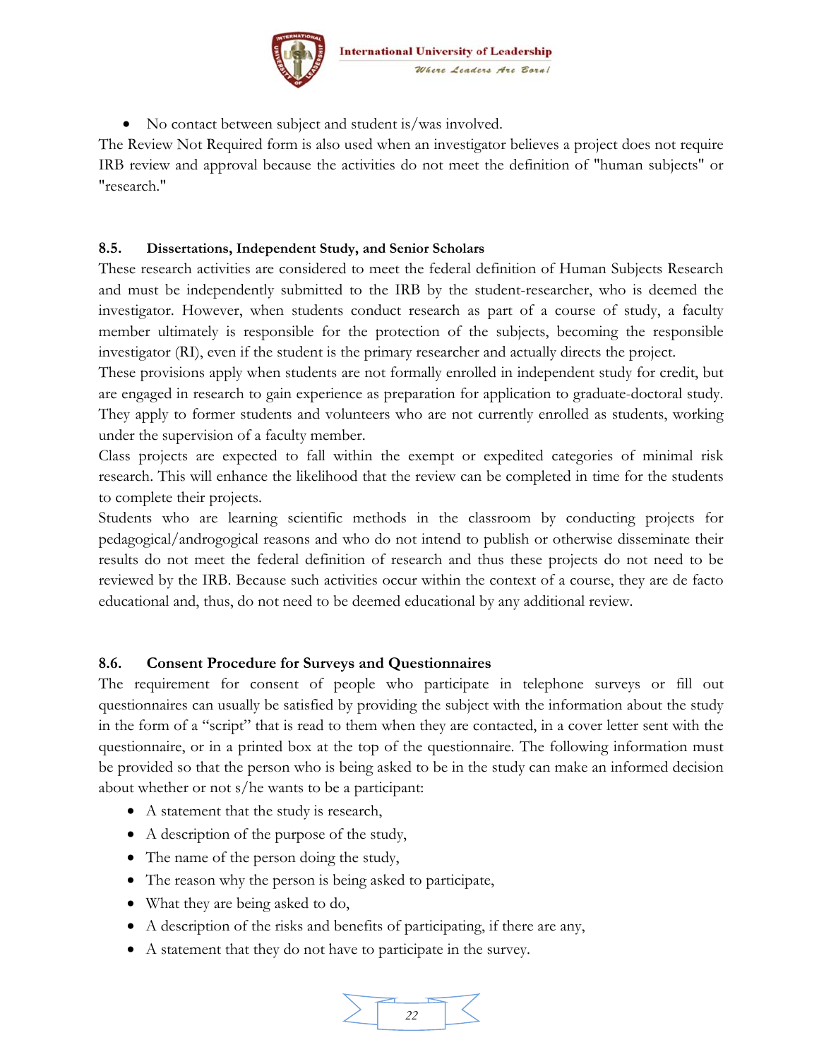- No contact between subject and student is/was involved.

The Review Not Required form is also used when an investigator believes a project does not require IRB review and approval because the activities do not meet the definition of "human subjects" or "research."

### 8.5. Dissertations, Independent Study, and Senior Scholars

These research activities are considered to meet the federal definition of Human Subjects Research and must be independently submitted to the IRB by the student-researcher, who is deemed the investigator. However, when students conduct research as part of a course of study, a faculty member ultimately is responsible for the protection of the subjects, becoming the responsible investigator (RI), even if the student is the primary researcher and actually directs the project.

These provisions apply when students are not formally enrolled in independent study for credit, but are engaged in research to gain experience as preparation for application to graduate-doctoral study. They apply to former students and volunteers who are not currently enrolled as students, working under the supervision of a faculty member.

Class projects are expected to fall within the exempt or expedited categories of minimal risk research. This will enhance the likelihood that the review can be completed in time for the students to complete their projects.

Students who are learning scientific methods in the classroom by conducting projects for pedagogical/androgogical reasons and who do not intend to publish or otherwise disseminate their results do not meet the federal definition of research and thus these projects do not need to be reviewed by the IRB. Because such activities occur within the context of a course, they are de facto educational and, thus, do not need to be deemed educational by any additional review.

### 8.6. Consent Procedure for Surveys and Questionnaires

The requirement for consent of people who participate in telephone surveys or fill out questionnaires can usually be satisfied by providing the subject with the information about the study in the form of a "script" that is read to them when they are contacted, in a cover letter sent with the questionnaire, or in a printed box at the top of the questionnaire. The following information must be provided so that the person who is being asked to be in the study can make an informed decision about whether or not s/he wants to be a participant:

- A statement that the study is research,
- A description of the purpose of the study,
- The name of the person doing the study,
- The reason why the person is being asked to participate,
- What they are being asked to do,
- A description of the risks and benefits of participating, if there are any,
- A statement that they do not have to participate in the survey.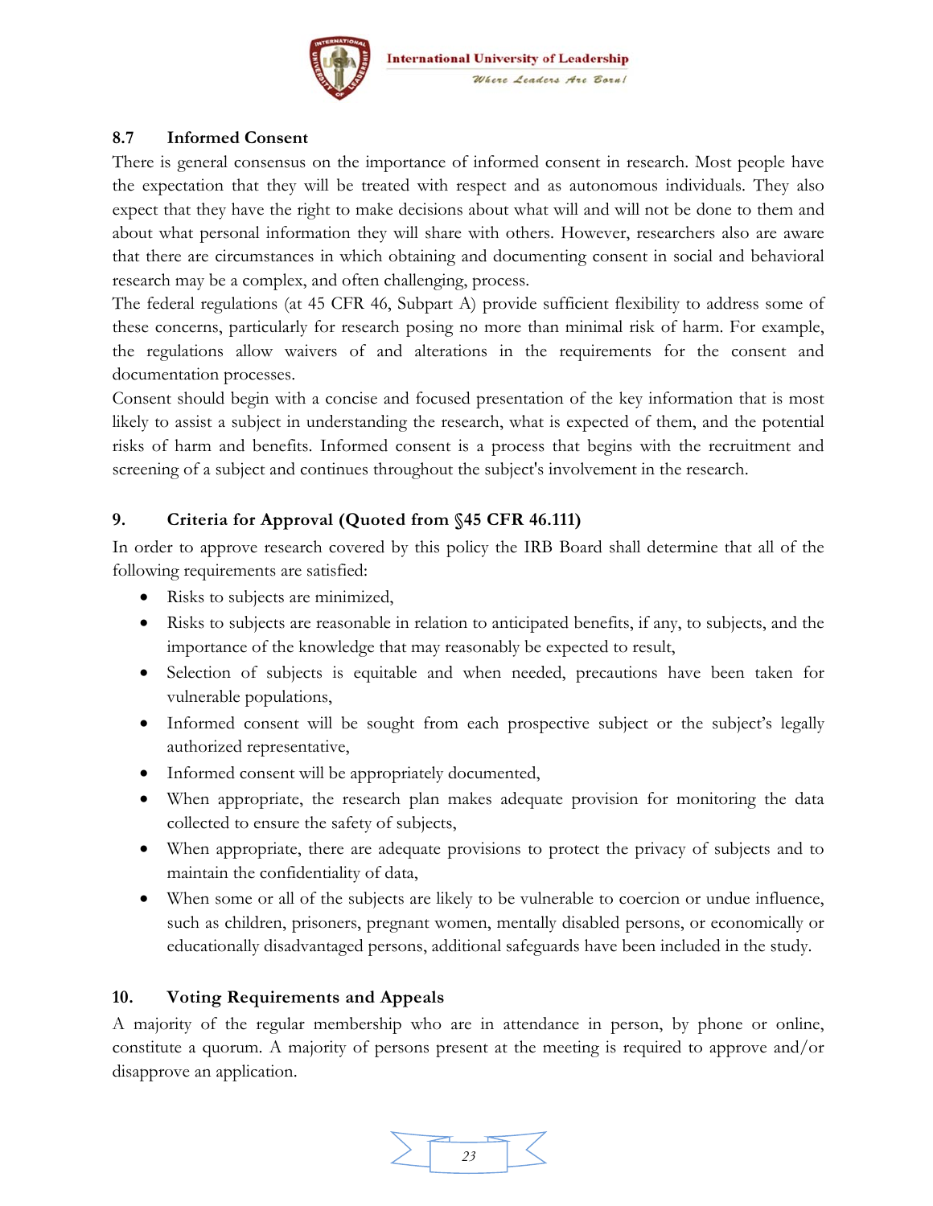## 8.7 Informed Consent

There is general consensus on the importance of informed consent in research. Most people have the expectation that they will be treated with respect and as autonomous individuals. They also expect that they have the right to make decisions about what will and will not be done to them and about what personal information they will share with others. However, researchers also are aware that there are circumstances in which obtaining and documenting consent in social and behavioral research may be a complex, and often challenging, process.

The federal regulations (at 45 CFR 46, Subpart A) provide sufficient flexibility to address some of these concerns, particularly for research posing no more than minimal risk of harm. For example, the regulations allow waivers of and alterations in the requirements for the consent and documentation processes.

Consent should begin with a concise and focused presentation of the key information that is most likely to assist a subject in understanding the research, what is expected of them, and the potential risks of harm and benefits. Informed consent is a process that begins with the recruitment and screening of a subject and continues throughout the subject's involvement in the research.

## 9. Criteria for Approval (Quoted from §45 CFR 46.111)

In order to approve research covered by this policy the IRB Board shall determine that all of the following requirements are satisfied:

- Risks to subjects are minimized,
- Risks to subjects are reasonable in relation to anticipated benefits, if any, to subjects, and the importance of the knowledge that may reasonably be expected to result,
- Selection of subjects is equitable and when needed, precautions have been taken for vulnerable populations,
- Informed consent will be sought from each prospective subject or the subject's legally authorized representative,
- Informed consent will be appropriately documented,
- When appropriate, the research plan makes adequate provision for monitoring the data collected to ensure the safety of subjects,
- When appropriate, there are adequate provisions to protect the privacy of subjects and to maintain the confidentiality of data,
- When some or all of the subjects are likely to be vulnerable to coercion or undue influence, such as children, prisoners, pregnant women, mentally disabled persons, or economically or educationally disadvantaged persons, additional safeguards have been included in the study.

## 10. Voting Requirements and Appeals

A majority of the regular membership who are in attendance in person, by phone or online, constitute a quorum. A majority of persons present at the meeting is required to approve and/or disapprove an application.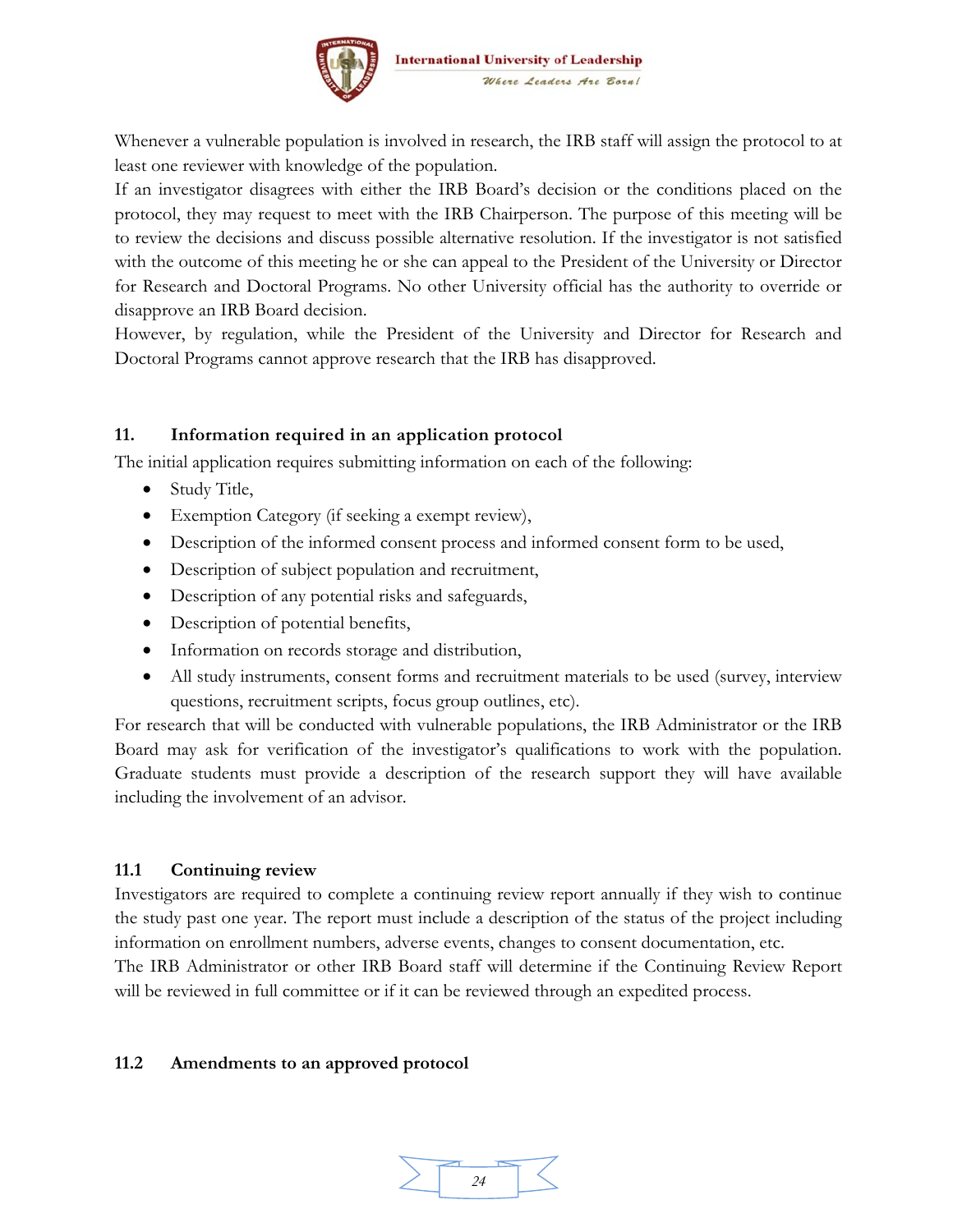Whenever a vulnerable population is involved in research, the IRB staff will assign the protocol to at least one reviewer with knowledge of the population.

If an investigator disagrees with either the IRB Board's decision or the conditions placed on the protocol, they may request to meet with the IRB Chairperson. The purpose of this meeting will be to review the decisions and discuss possible alternative resolution. If the investigator is not satisfied with the outcome of this meeting he or she can appeal to the President of the University or Director for Research and Doctoral Programs. No other University official has the authority to override or disapprove an IRB Board decision.

However, by regulation, while the President of the University and Director for Research and Doctoral Programs cannot approve research that the IRB has disapproved.

## 11. Information required in an application protocol

The initial application requires submitting information on each of the following:

- Study Title,
- Exemption Category (if seeking a exempt review),
- Description of the informed consent process and informed consent form to be used,
- Description of subject population and recruitment,
- Description of any potential risks and safeguards,
- Description of potential benefits,
- Information on records storage and distribution,
- All study instruments, consent forms and recruitment materials to be used (survey, interview questions, recruitment scripts, focus group outlines, etc).

For research that will be conducted with vulnerable populations, the IRB Administrator or the IRB Board may ask for verification of the investigator's qualifications to work with the population. Graduate students must provide a description of the research support they will have available including the involvement of an advisor.

### 11.1 Continuing review

Investigators are required to complete a continuing review report annually if they wish to continue the study past one year. The report must include a description of the status of the project including information on enrollment numbers, adverse events, changes to consent documentation, etc.

The IRB Administrator or other IRB Board staff will determine if the Continuing Review Report will be reviewed in full committee or if it can be reviewed through an expedited process.

### 11.2 Amendments to an approved protocol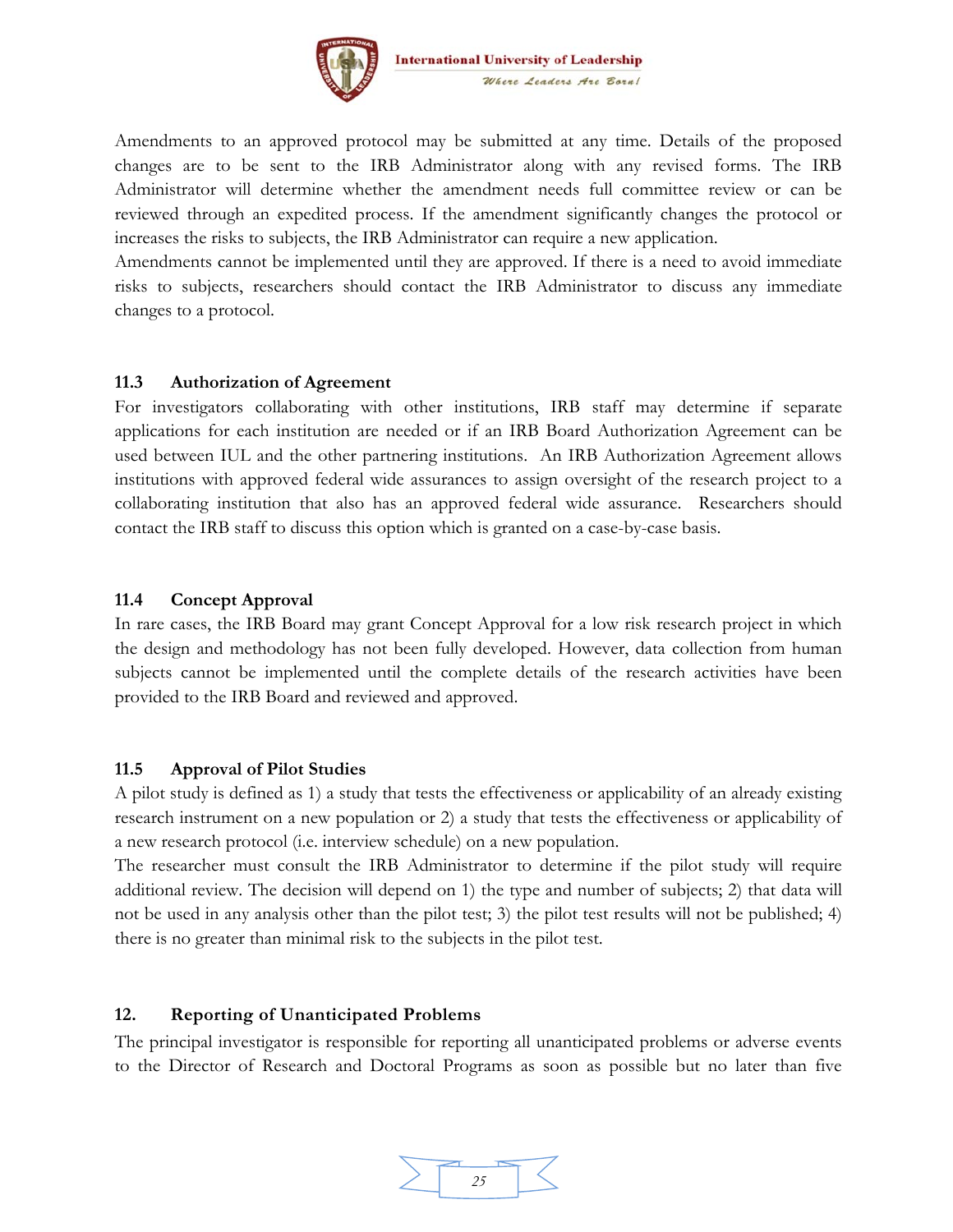Amendments to an approved protocol may be submitted at any time. Details of the proposed changes are to be sent to the IRB Administrator along with any revised forms. The IRB Administrator will determine whether the amendment needs full committee review or can be reviewed through an expedited process. If the amendment significantly changes the protocol or increases the risks to subjects, the IRB Administrator can require a new application.

Amendments cannot be implemented until they are approved. If there is a need to avoid immediate risks to subjects, researchers should contact the IRB Administrator to discuss any immediate changes to a protocol.

### 11.3 Authorization of Agreement

For investigators collaborating with other institutions, IRB staff may determine if separate applications for each institution are needed or if an IRB Board Authorization Agreement can be used between IUL and the other partnering institutions. An IRB Authorization Agreement allows institutions with approved federal wide assurances to assign oversight of the research project to a collaborating institution that also has an approved federal wide assurance. Researchers should contact the IRB staff to discuss this option which is granted on a case-by-case basis.

### 11.4 Concept Approval

In rare cases, the IRB Board may grant Concept Approval for a low risk research project in which the design and methodology has not been fully developed. However, data collection from human subjects cannot be implemented until the complete details of the research activities have been provided to the IRB Board and reviewed and approved.

### 11.5 Approval of Pilot Studies

A pilot study is defined as 1) a study that tests the effectiveness or applicability of an already existing research instrument on a new population or 2) a study that tests the effectiveness or applicability of a new research protocol (i.e. interview schedule) on a new population.

The researcher must consult the IRB Administrator to determine if the pilot study will require additional review. The decision will depend on 1) the type and number of subjects; 2) that data will not be used in any analysis other than the pilot test; 3) the pilot test results will not be published; 4) there is no greater than minimal risk to the subjects in the pilot test.

## 12. Reporting of Unanticipated Problems

The principal investigator is responsible for reporting all unanticipated problems or adverse events to the Director of Research and Doctoral Programs as soon as possible but no later than five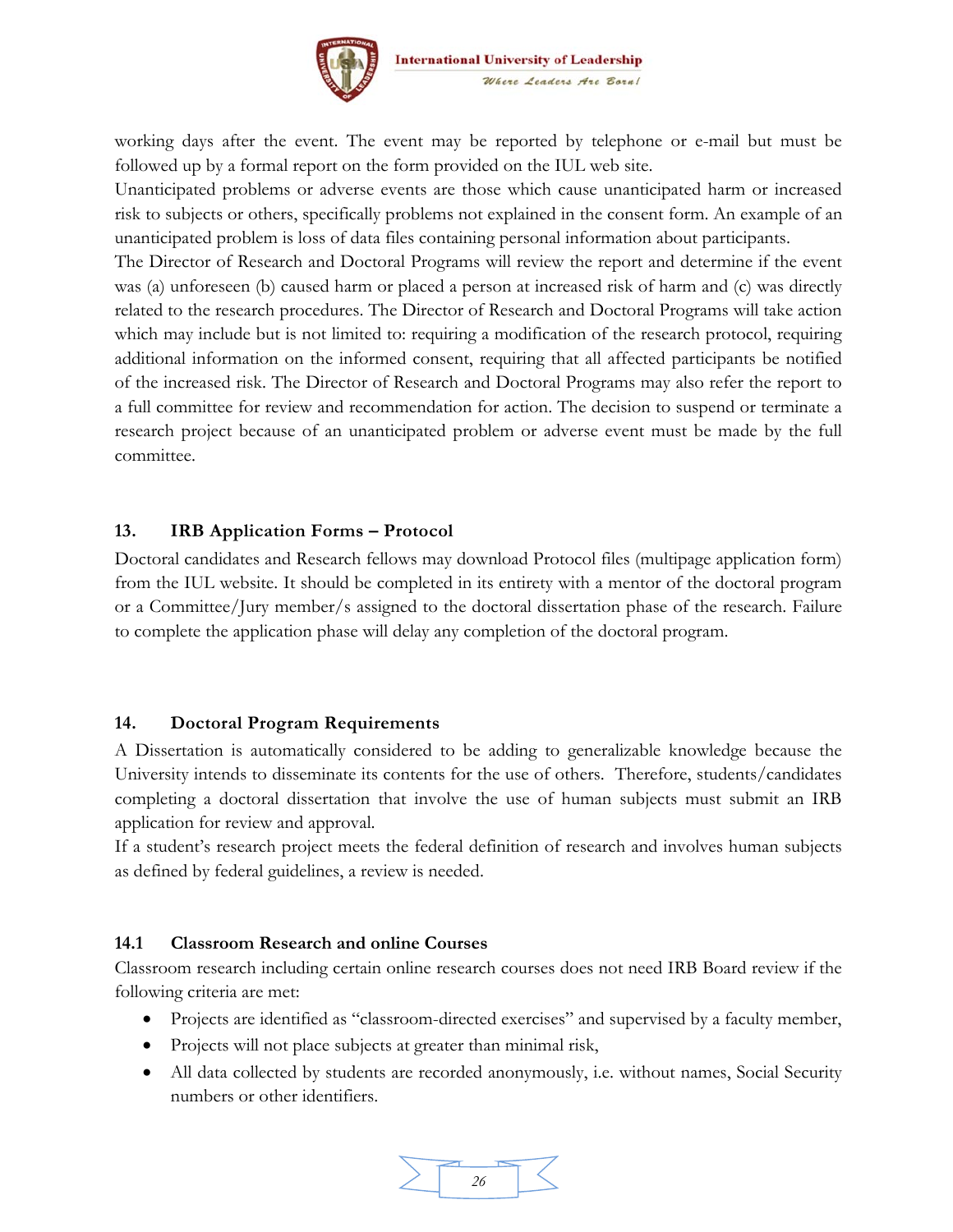working days after the event. The event may be reported by telephone or e-mail but must be followed up by a formal report on the form provided on the IUL web site.

Unanticipated problems or adverse events are those which cause unanticipated harm or increased risk to subjects or others, specifically problems not explained in the consent form. An example of an unanticipated problem is loss of data files containing personal information about participants.

The Director of Research and Doctoral Programs will review the report and determine if the event was (a) unforeseen (b) caused harm or placed a person at increased risk of harm and (c) was directly related to the research procedures. The Director of Research and Doctoral Programs will take action which may include but is not limited to: requiring a modification of the research protocol, requiring additional information on the informed consent, requiring that all affected participants be notified of the increased risk. The Director of Research and Doctoral Programs may also refer the report to a full committee for review and recommendation for action. The decision to suspend or terminate a research project because of an unanticipated problem or adverse event must be made by the full committee.

### 13. IRB Application Forms – Protocol

Doctoral candidates and Research fellows may download Protocol files (multipage application form) from the IUL website. It should be completed in its entirety with a mentor of the doctoral program or a Committee/Jury member/s assigned to the doctoral dissertation phase of the research. Failure to complete the application phase will delay any completion of the doctoral program.

### 14. Doctoral Program Requirements

A Dissertation is automatically considered to be adding to generalizable knowledge because the University intends to disseminate its contents for the use of others. Therefore, students/candidates completing a doctoral dissertation that involve the use of human subjects must submit an IRB application for review and approval.

If a student's research project meets the federal definition of research and involves human subjects as defined by federal guidelines, a review is needed.

### 14.1 Classroom Research and online Courses

Classroom research including certain online research courses does not need IRB Board review if the following criteria are met:

- Projects are identified as "classroom-directed exercises" and supervised by a faculty member,
- Projects will not place subjects at greater than minimal risk,
- All data collected by students are recorded anonymously, i.e. without names, Social Security numbers or other identifiers.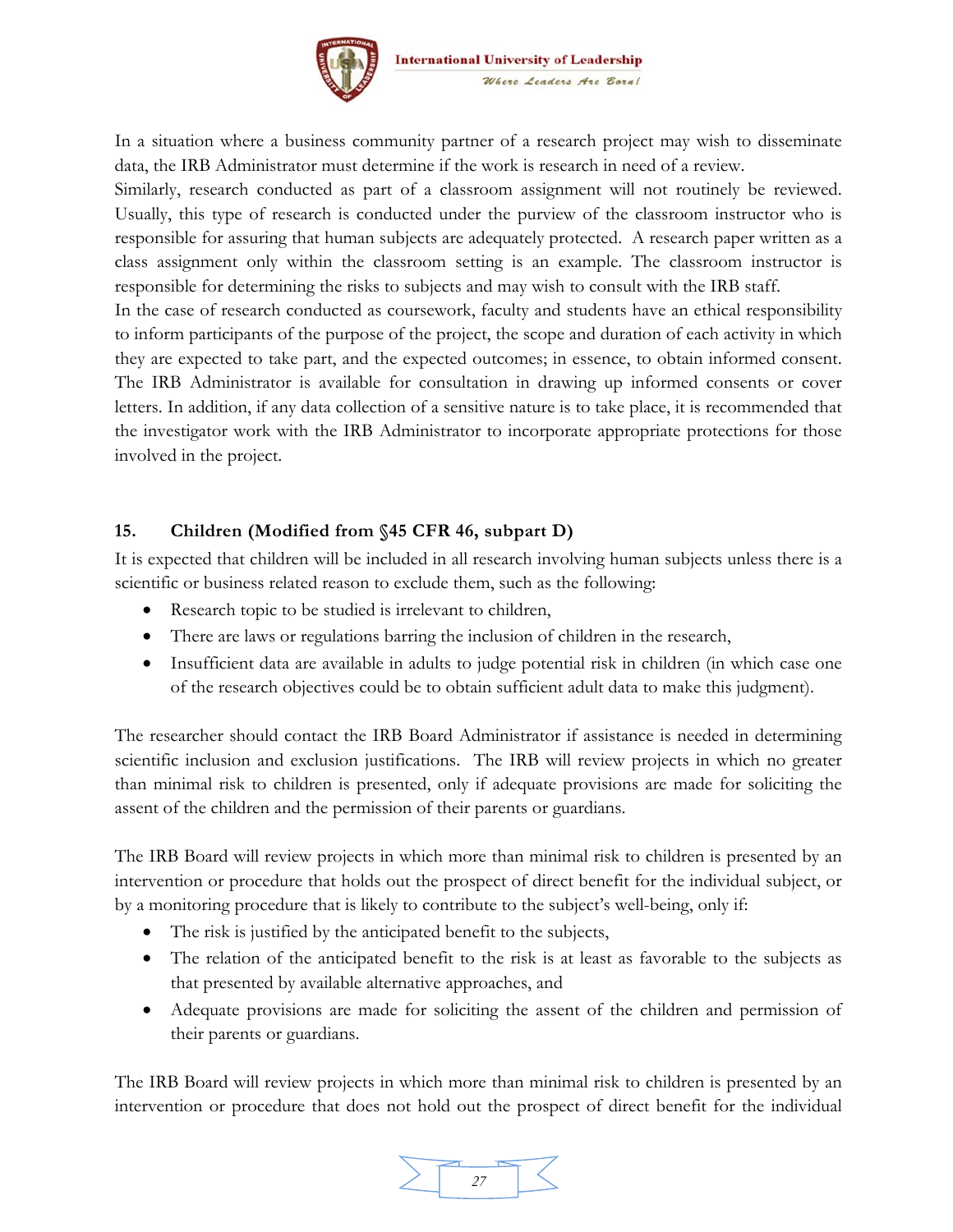In a situation where a business community partner of a research project may wish to disseminate data, the IRB Administrator must determine if the work is research in need of a review.

Similarly, research conducted as part of a classroom assignment will not routinely be reviewed. Usually, this type of research is conducted under the purview of the classroom instructor who is responsible for assuring that human subjects are adequately protected. A research paper written as a class assignment only within the classroom setting is an example. The classroom instructor is responsible for determining the risks to subjects and may wish to consult with the IRB staff.

In the case of research conducted as coursework, faculty and students have an ethical responsibility to inform participants of the purpose of the project, the scope and duration of each activity in which they are expected to take part, and the expected outcomes; in essence, to obtain informed consent. The IRB Administrator is available for consultation in drawing up informed consents or cover letters. In addition, if any data collection of a sensitive nature is to take place, it is recommended that the investigator work with the IRB Administrator to incorporate appropriate protections for those involved in the project.

### 15. Children (Modified from §45 CFR 46, subpart D)

It is expected that children will be included in all research involving human subjects unless there is a scientific or business related reason to exclude them, such as the following:

- Research topic to be studied is irrelevant to children,
- There are laws or regulations barring the inclusion of children in the research,
- Insufficient data are available in adults to judge potential risk in children (in which case one of the research objectives could be to obtain sufficient adult data to make this judgment).

The researcher should contact the IRB Board Administrator if assistance is needed in determining scientific inclusion and exclusion justifications. The IRB will review projects in which no greater than minimal risk to children is presented, only if adequate provisions are made for soliciting the assent of the children and the permission of their parents or guardians.

The IRB Board will review projects in which more than minimal risk to children is presented by an intervention or procedure that holds out the prospect of direct benefit for the individual subject, or by a monitoring procedure that is likely to contribute to the subject's well-being, only if:

- The risk is justified by the anticipated benefit to the subjects,
- The relation of the anticipated benefit to the risk is at least as favorable to the subjects as that presented by available alternative approaches, and
- Adequate provisions are made for soliciting the assent of the children and permission of their parents or guardians.

The IRB Board will review projects in which more than minimal risk to children is presented by an intervention or procedure that does not hold out the prospect of direct benefit for the individual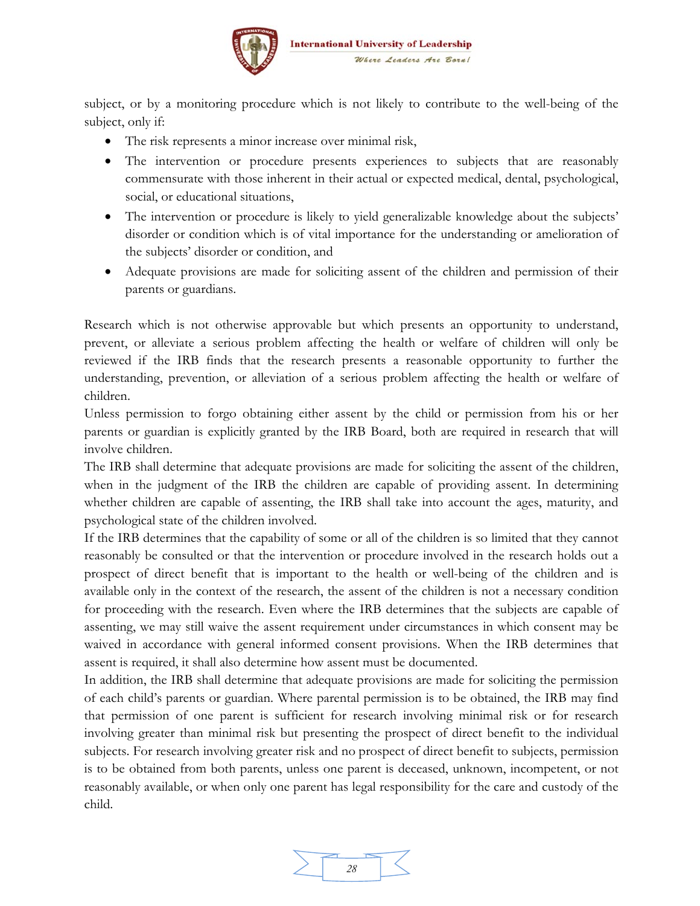subject, or by a monitoring procedure which is not likely to contribute to the well-being of the subject, only if:

- The risk represents a minor increase over minimal risk,
- The intervention or procedure presents experiences to subjects that are reasonably commensurate with those inherent in their actual or expected medical, dental, psychological, social, or educational situations,
- The intervention or procedure is likely to yield generalizable knowledge about the subjects' disorder or condition which is of vital importance for the understanding or amelioration of the subjects' disorder or condition, and
- Adequate provisions are made for soliciting assent of the children and permission of their parents or guardians.

Research which is not otherwise approvable but which presents an opportunity to understand, prevent, or alleviate a serious problem affecting the health or welfare of children will only be reviewed if the IRB finds that the research presents a reasonable opportunity to further the understanding, prevention, or alleviation of a serious problem affecting the health or welfare of children.

Unless permission to forgo obtaining either assent by the child or permission from his or her parents or guardian is explicitly granted by the IRB Board, both are required in research that will involve children.

The IRB shall determine that adequate provisions are made for soliciting the assent of the children, when in the judgment of the IRB the children are capable of providing assent. In determining whether children are capable of assenting, the IRB shall take into account the ages, maturity, and psychological state of the children involved.

If the IRB determines that the capability of some or all of the children is so limited that they cannot reasonably be consulted or that the intervention or procedure involved in the research holds out a prospect of direct benefit that is important to the health or well-being of the children and is available only in the context of the research, the assent of the children is not a necessary condition for proceeding with the research. Even where the IRB determines that the subjects are capable of assenting, we may still waive the assent requirement under circumstances in which consent may be waived in accordance with general informed consent provisions. When the IRB determines that assent is required, it shall also determine how assent must be documented.

In addition, the IRB shall determine that adequate provisions are made for soliciting the permission of each child's parents or guardian. Where parental permission is to be obtained, the IRB may find that permission of one parent is sufficient for research involving minimal risk or for research involving greater than minimal risk but presenting the prospect of direct benefit to the individual subjects. For research involving greater risk and no prospect of direct benefit to subjects, permission is to be obtained from both parents, unless one parent is deceased, unknown, incompetent, or not reasonably available, or when only one parent has legal responsibility for the care and custody of the child.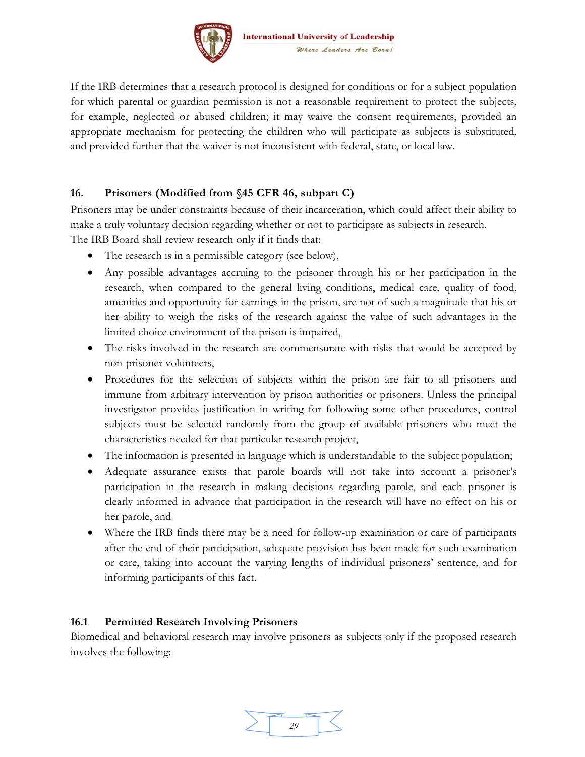If the IRB determines that a research protocol is designed for conditions or for a subject population for which parental or guardian permission is not a reasonable requirement to protect the subjects, for example, neglected or abused children; it may waive the consent requirements, provided an appropriate mechanism for protecting the children who will participate as subjects is substituted, and provided further that the waiver is not inconsistent with federal, state, or local law.

## 16. Prisoners (Modified from §45 CFR 46, subpart C)

Prisoners may be under constraints because of their incarceration, which could affect their ability to make a truly voluntary decision regarding whether or not to participate as subjects in research.
The IRB Board shall review research only if it finds that:

- The research is in a permissible category (see below),
- Any possible advantages accruing to the prisoner through his or her participation in the research, when compared to the general living conditions, medical care, quality of food, amenities and opportunity for earnings in the prison, are not of such a magnitude that his or her ability to weigh the risks of the research against the value of such advantages in the limited choice environment of the prison is impaired,
- The risks involved in the research are commensurate with risks that would be accepted by non-prisoner volunteers,
- Procedures for the selection of subjects within the prison are fair to all prisoners and immune from arbitrary intervention by prison authorities or prisoners. Unless the principal investigator provides justification in writing for following some other procedures, control subjects must be selected randomly from the group of available prisoners who meet the characteristics needed for that particular research project,
- The information is presented in language which is understandable to the subject population;
- Adequate assurance exists that parole boards will not take into account a prisoner's participation in the research in making decisions regarding parole, and each prisoner is clearly informed in advance that participation in the research will have no effect on his or her parole, and
- Where the IRB finds there may be a need for follow-up examination or care of participants after the end of their participation, adequate provision has been made for such examination or care, taking into account the varying lengths of individual prisoners' sentence, and for informing participants of this fact.

### 16.1 Permitted Research Involving Prisoners

Biomedical and behavioral research may involve prisoners as subjects only if the proposed research involves the following: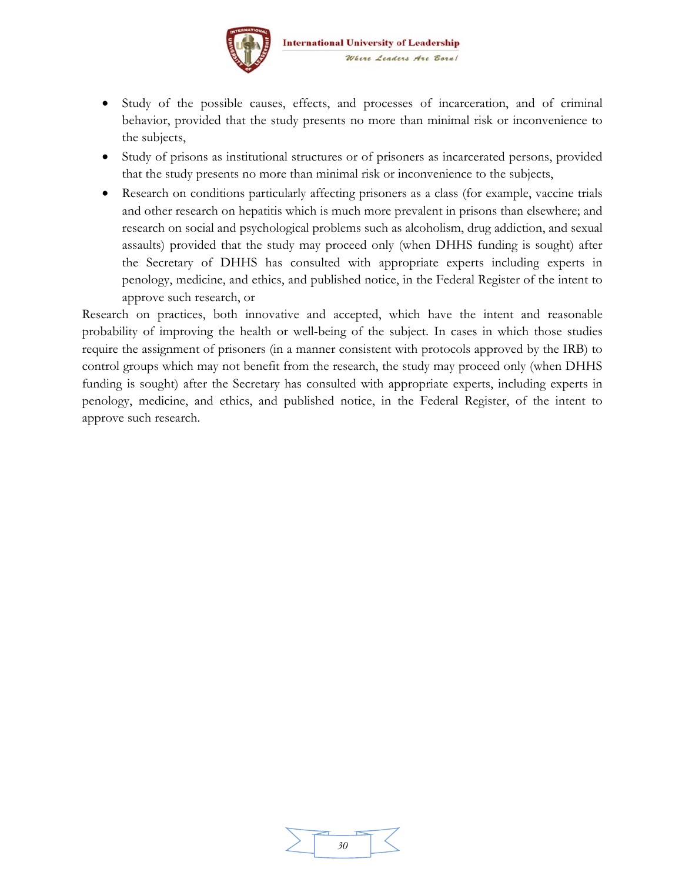- Study of the possible causes, effects, and processes of incarceration, and of criminal behavior, provided that the study presents no more than minimal risk or inconvenience to the subjects,
- Study of prisons as institutional structures or of prisoners as incarcerated persons, provided that the study presents no more than minimal risk or inconvenience to the subjects,
- Research on conditions particularly affecting prisoners as a class (for example, vaccine trials and other research on hepatitis which is much more prevalent in prisons than elsewhere; and research on social and psychological problems such as alcoholism, drug addiction, and sexual assaults) provided that the study may proceed only (when DHHS funding is sought) after the Secretary of DHHS has consulted with appropriate experts including experts in penology, medicine, and ethics, and published notice, in the Federal Register of the intent to approve such research, or

Research on practices, both innovative and accepted, which have the intent and reasonable probability of improving the health or well-being of the subject. In cases in which those studies require the assignment of prisoners (in a manner consistent with protocols approved by the IRB) to control groups which may not benefit from the research, the study may proceed only (when DHHS funding is sought) after the Secretary has consulted with appropriate experts, including experts in penology, medicine, and ethics, and published notice, in the Federal Register, of the intent to approve such research.